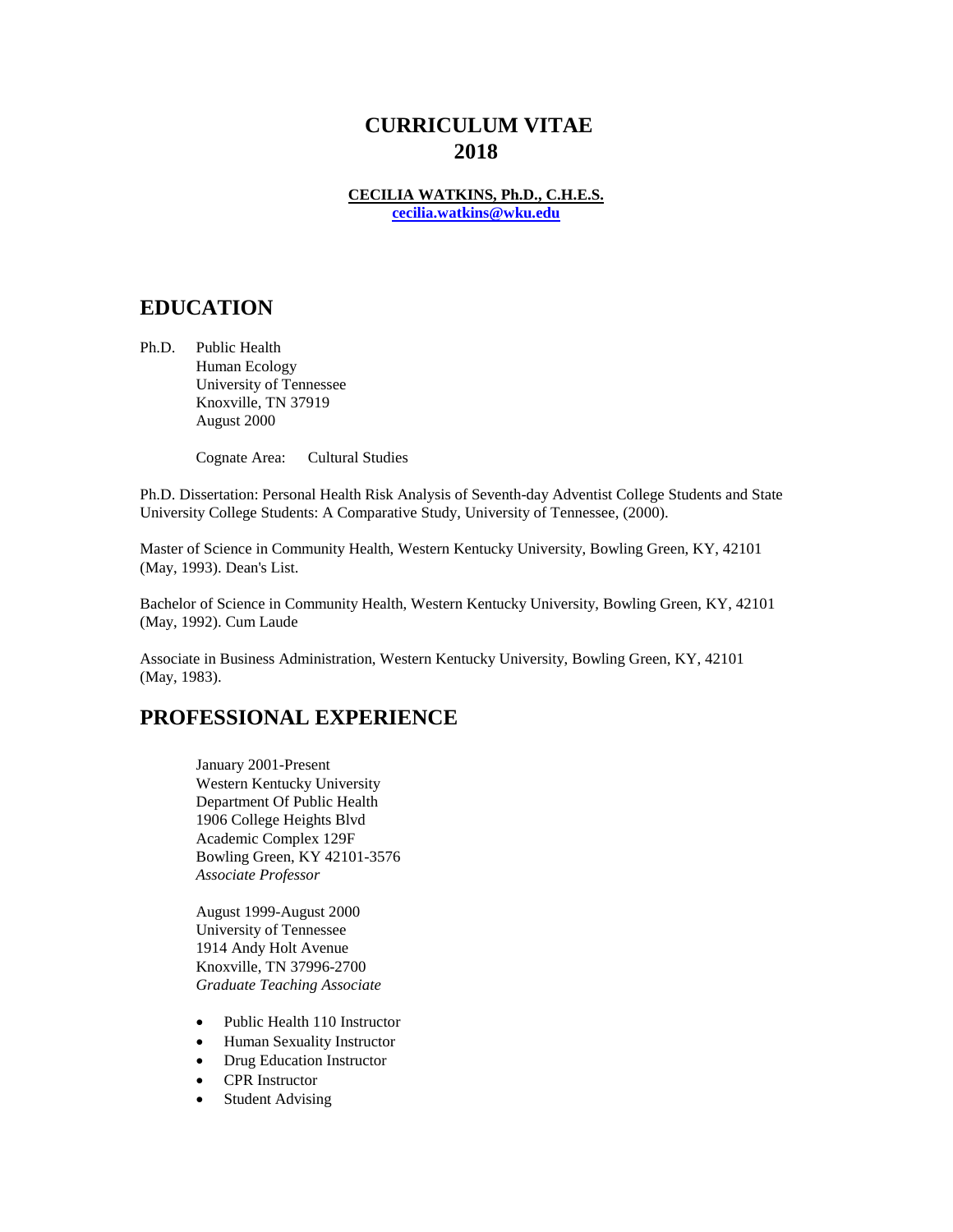# CURRICULUM VITAE
# 2018

**CECILIA WATKINS, Ph.D., C.H.E.S.**
**cecilia.watkins@wku.edu**

## EDUCATION

Ph.D. Public Health
Human Ecology
University of Tennessee
Knoxville, TN 37919
August 2000

Cognate Area: Cultural Studies

Ph.D. Dissertation: Personal Health Risk Analysis of Seventh-day Adventist College Students and State University College Students: A Comparative Study, University of Tennessee, (2000).

Master of Science in Community Health, Western Kentucky University, Bowling Green, KY, 42101 (May, 1993). Dean's List.

Bachelor of Science in Community Health, Western Kentucky University, Bowling Green, KY, 42101 (May, 1992). Cum Laude

Associate in Business Administration, Western Kentucky University, Bowling Green, KY, 42101 (May, 1983).

## PROFESSIONAL EXPERIENCE

January 2001-Present
Western Kentucky University
Department Of Public Health
1906 College Heights Blvd
Academic Complex 129F
Bowling Green, KY 42101-3576
*Associate Professor*

August 1999-August 2000
University of Tennessee
1914 Andy Holt Avenue
Knoxville, TN 37996-2700
*Graduate Teaching Associate*

- Public Health 110 Instructor
- Human Sexuality Instructor
- Drug Education Instructor
- CPR Instructor
- Student Advising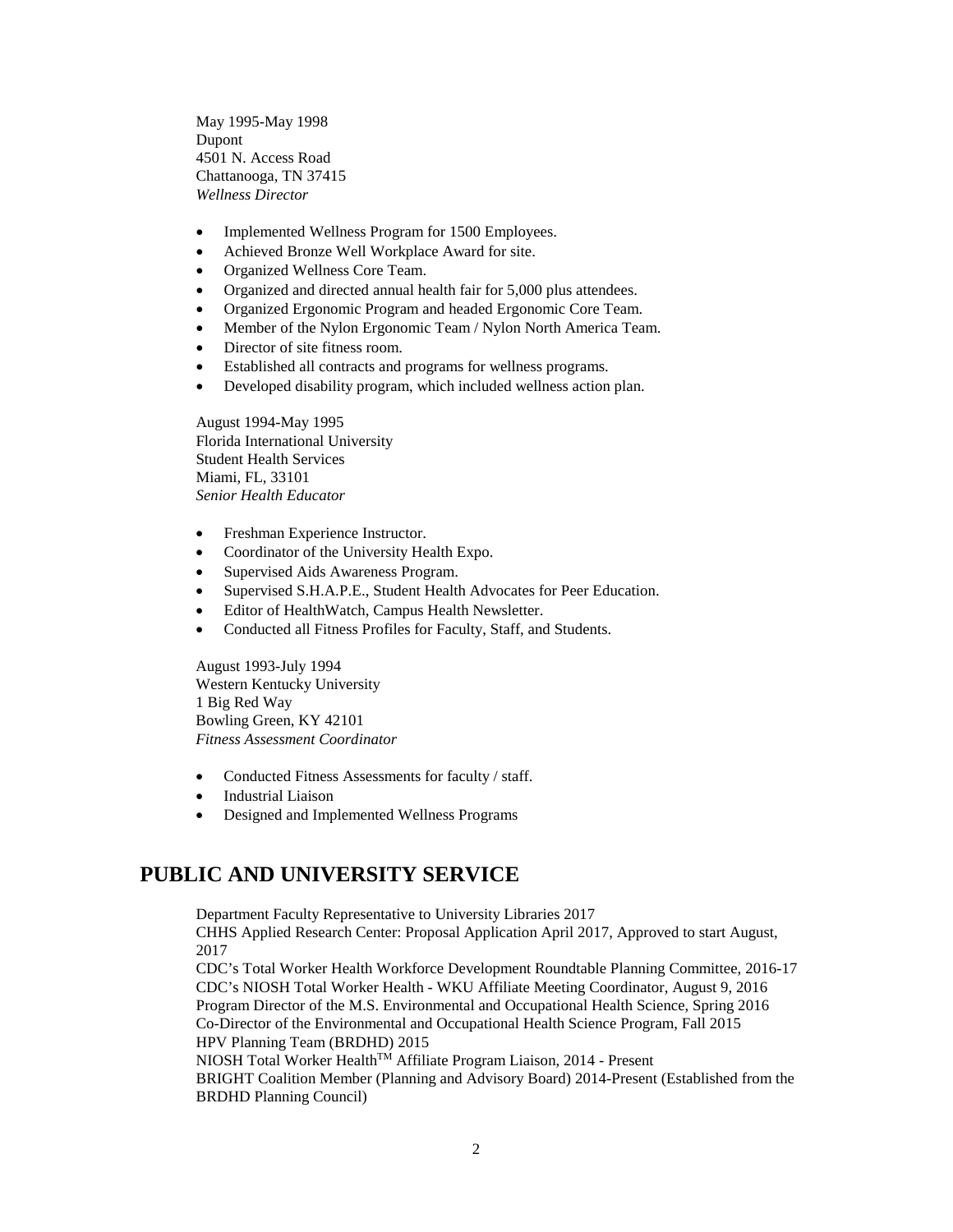May 1995-May 1998
Dupont
4501 N. Access Road
Chattanooga, TN 37415
*Wellness Director*

- Implemented Wellness Program for 1500 Employees.
- Achieved Bronze Well Workplace Award for site.
- Organized Wellness Core Team.
- Organized and directed annual health fair for 5,000 plus attendees.
- Organized Ergonomic Program and headed Ergonomic Core Team.
- Member of the Nylon Ergonomic Team / Nylon North America Team.
- Director of site fitness room.
- Established all contracts and programs for wellness programs.
- Developed disability program, which included wellness action plan.

August 1994-May 1995
Florida International University
Student Health Services
Miami, FL, 33101
*Senior Health Educator*

- Freshman Experience Instructor.
- Coordinator of the University Health Expo.
- Supervised Aids Awareness Program.
- Supervised S.H.A.P.E., Student Health Advocates for Peer Education.
- Editor of HealthWatch, Campus Health Newsletter.
- Conducted all Fitness Profiles for Faculty, Staff, and Students.

August 1993-July 1994
Western Kentucky University
1 Big Red Way
Bowling Green, KY 42101
*Fitness Assessment Coordinator*

- Conducted Fitness Assessments for faculty / staff.
- Industrial Liaison
- Designed and Implemented Wellness Programs

## PUBLIC AND UNIVERSITY SERVICE

Department Faculty Representative to University Libraries 2017
CHHS Applied Research Center: Proposal Application April 2017, Approved to start August, 2017
CDC's Total Worker Health Workforce Development Roundtable Planning Committee, 2016-17
CDC's NIOSH Total Worker Health - WKU Affiliate Meeting Coordinator, August 9, 2016
Program Director of the M.S. Environmental and Occupational Health Science, Spring 2016
Co-Director of the Environmental and Occupational Health Science Program, Fall 2015
HPV Planning Team (BRDHD) 2015
NIOSH Total Worker Health™ Affiliate Program Liaison, 2014 - Present
BRIGHT Coalition Member (Planning and Advisory Board) 2014-Present (Established from the BRDHD Planning Council)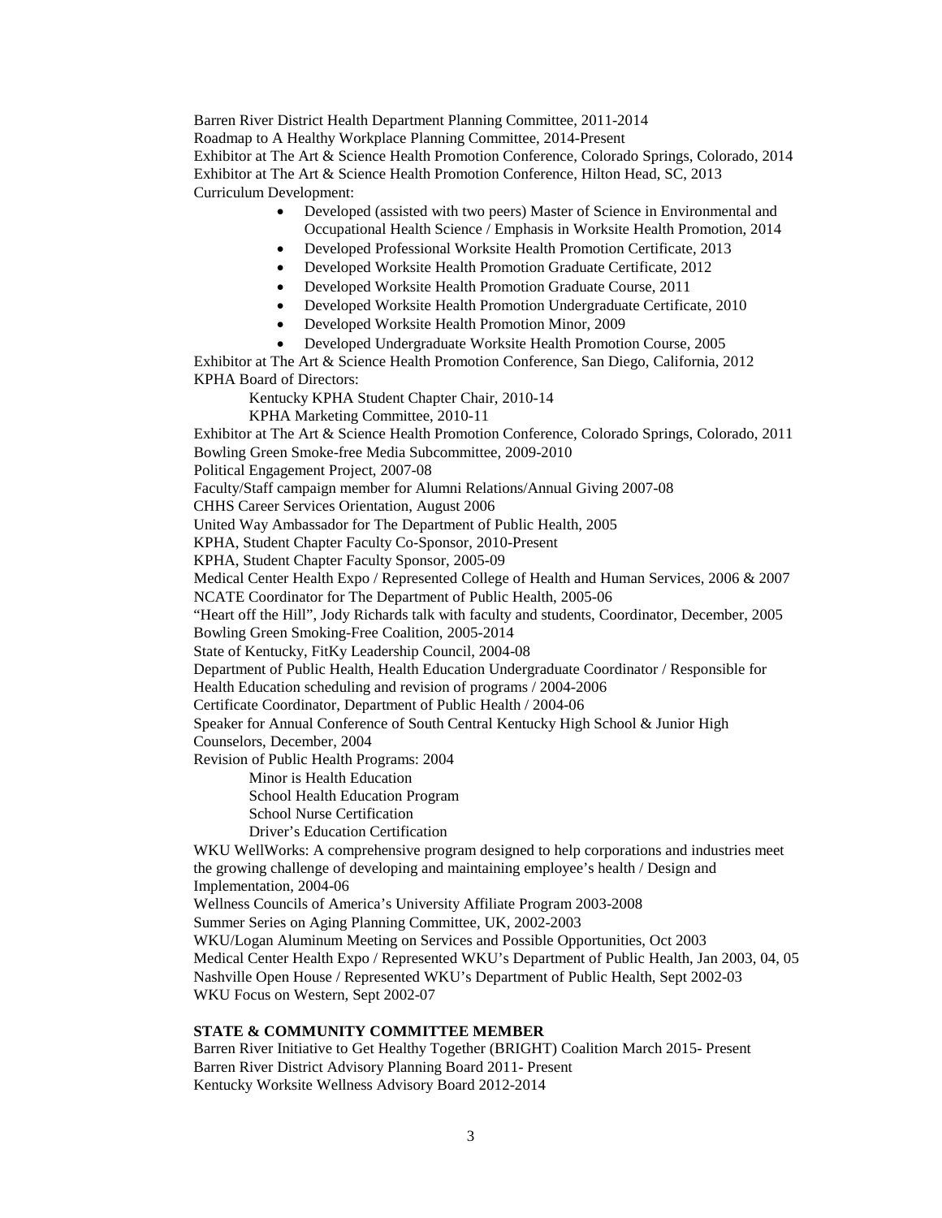Barren River District Health Department Planning Committee, 2011-2014
Roadmap to A Healthy Workplace Planning Committee, 2014-Present
Exhibitor at The Art & Science Health Promotion Conference, Colorado Springs, Colorado, 2014
Exhibitor at The Art & Science Health Promotion Conference, Hilton Head, SC, 2013
Curriculum Development:

- Developed (assisted with two peers) Master of Science in Environmental and Occupational Health Science / Emphasis in Worksite Health Promotion, 2014
- Developed Professional Worksite Health Promotion Certificate, 2013
- Developed Worksite Health Promotion Graduate Certificate, 2012
- Developed Worksite Health Promotion Graduate Course, 2011
- Developed Worksite Health Promotion Undergraduate Certificate, 2010
- Developed Worksite Health Promotion Minor, 2009
- Developed Undergraduate Worksite Health Promotion Course, 2005

Exhibitor at The Art & Science Health Promotion Conference, San Diego, California, 2012
KPHA Board of Directors:

Kentucky KPHA Student Chapter Chair, 2010-14
KPHA Marketing Committee, 2010-11

Exhibitor at The Art & Science Health Promotion Conference, Colorado Springs, Colorado, 2011
Bowling Green Smoke-free Media Subcommittee, 2009-2010
Political Engagement Project, 2007-08
Faculty/Staff campaign member for Alumni Relations/Annual Giving 2007-08
CHHS Career Services Orientation, August 2006
United Way Ambassador for The Department of Public Health, 2005
KPHA, Student Chapter Faculty Co-Sponsor, 2010-Present
KPHA, Student Chapter Faculty Sponsor, 2005-09
Medical Center Health Expo / Represented College of Health and Human Services, 2006 & 2007
NCATE Coordinator for The Department of Public Health, 2005-06
"Heart off the Hill", Jody Richards talk with faculty and students, Coordinator, December, 2005
Bowling Green Smoking-Free Coalition, 2005-2014
State of Kentucky, FitKy Leadership Council, 2004-08
Department of Public Health, Health Education Undergraduate Coordinator / Responsible for Health Education scheduling and revision of programs / 2004-2006
Certificate Coordinator, Department of Public Health / 2004-06
Speaker for Annual Conference of South Central Kentucky High School & Junior High Counselors, December, 2004
Revision of Public Health Programs: 2004

Minor is Health Education
School Health Education Program
School Nurse Certification
Driver's Education Certification

WKU WellWorks: A comprehensive program designed to help corporations and industries meet the growing challenge of developing and maintaining employee's health / Design and Implementation, 2004-06
Wellness Councils of America's University Affiliate Program 2003-2008
Summer Series on Aging Planning Committee, UK, 2002-2003
WKU/Logan Aluminum Meeting on Services and Possible Opportunities, Oct 2003
Medical Center Health Expo / Represented WKU's Department of Public Health, Jan 2003, 04, 05
Nashville Open House / Represented WKU's Department of Public Health, Sept 2002-03
WKU Focus on Western, Sept 2002-07

**STATE & COMMUNITY COMMITTEE MEMBER**

Barren River Initiative to Get Healthy Together (BRIGHT) Coalition March 2015- Present
Barren River District Advisory Planning Board 2011- Present
Kentucky Worksite Wellness Advisory Board 2012-2014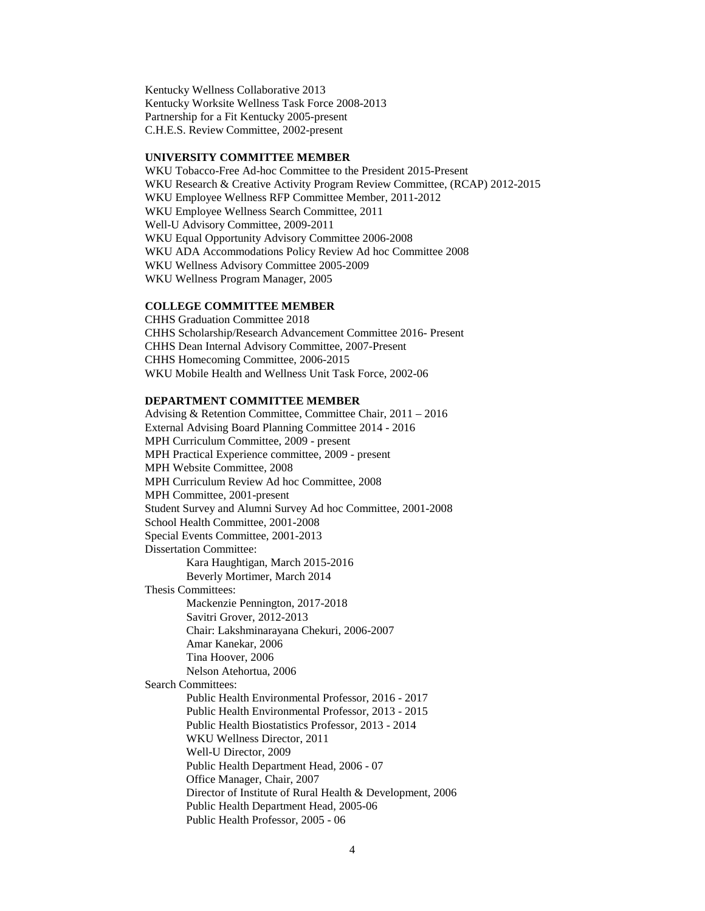Kentucky Wellness Collaborative 2013
Kentucky Worksite Wellness Task Force 2008-2013
Partnership for a Fit Kentucky 2005-present
C.H.E.S. Review Committee, 2002-present

**UNIVERSITY COMMITTEE MEMBER**

WKU Tobacco-Free Ad-hoc Committee to the President 2015-Present
WKU Research & Creative Activity Program Review Committee, (RCAP) 2012-2015
WKU Employee Wellness RFP Committee Member, 2011-2012
WKU Employee Wellness Search Committee, 2011
Well-U Advisory Committee, 2009-2011
WKU Equal Opportunity Advisory Committee 2006-2008
WKU ADA Accommodations Policy Review Ad hoc Committee 2008
WKU Wellness Advisory Committee 2005-2009
WKU Wellness Program Manager, 2005

**COLLEGE COMMITTEE MEMBER**

CHHS Graduation Committee 2018
CHHS Scholarship/Research Advancement Committee 2016- Present
CHHS Dean Internal Advisory Committee, 2007-Present
CHHS Homecoming Committee, 2006-2015
WKU Mobile Health and Wellness Unit Task Force, 2002-06

**DEPARTMENT COMMITTEE MEMBER**

Advising & Retention Committee, Committee Chair, 2011 – 2016
External Advising Board Planning Committee 2014 - 2016
MPH Curriculum Committee, 2009 - present
MPH Practical Experience committee, 2009 - present
MPH Website Committee, 2008
MPH Curriculum Review Ad hoc Committee, 2008
MPH Committee, 2001-present
Student Survey and Alumni Survey Ad hoc Committee, 2001-2008
School Health Committee, 2001-2008
Special Events Committee, 2001-2013
Dissertation Committee:

- Kara Haughtigan, March 2015-2016
- Beverly Mortimer, March 2014

Thesis Committees:

- Mackenzie Pennington, 2017-2018
- Savitri Grover, 2012-2013
- Chair: Lakshminarayana Chekuri, 2006-2007
- Amar Kanekar, 2006
- Tina Hoover, 2006
- Nelson Atehortua, 2006

Search Committees:

- Public Health Environmental Professor, 2016 - 2017
- Public Health Environmental Professor, 2013 - 2015
- Public Health Biostatistics Professor, 2013 - 2014
- WKU Wellness Director, 2011
- Well-U Director, 2009
- Public Health Department Head, 2006 - 07
- Office Manager, Chair, 2007
- Director of Institute of Rural Health & Development, 2006
- Public Health Department Head, 2005-06
- Public Health Professor, 2005 - 06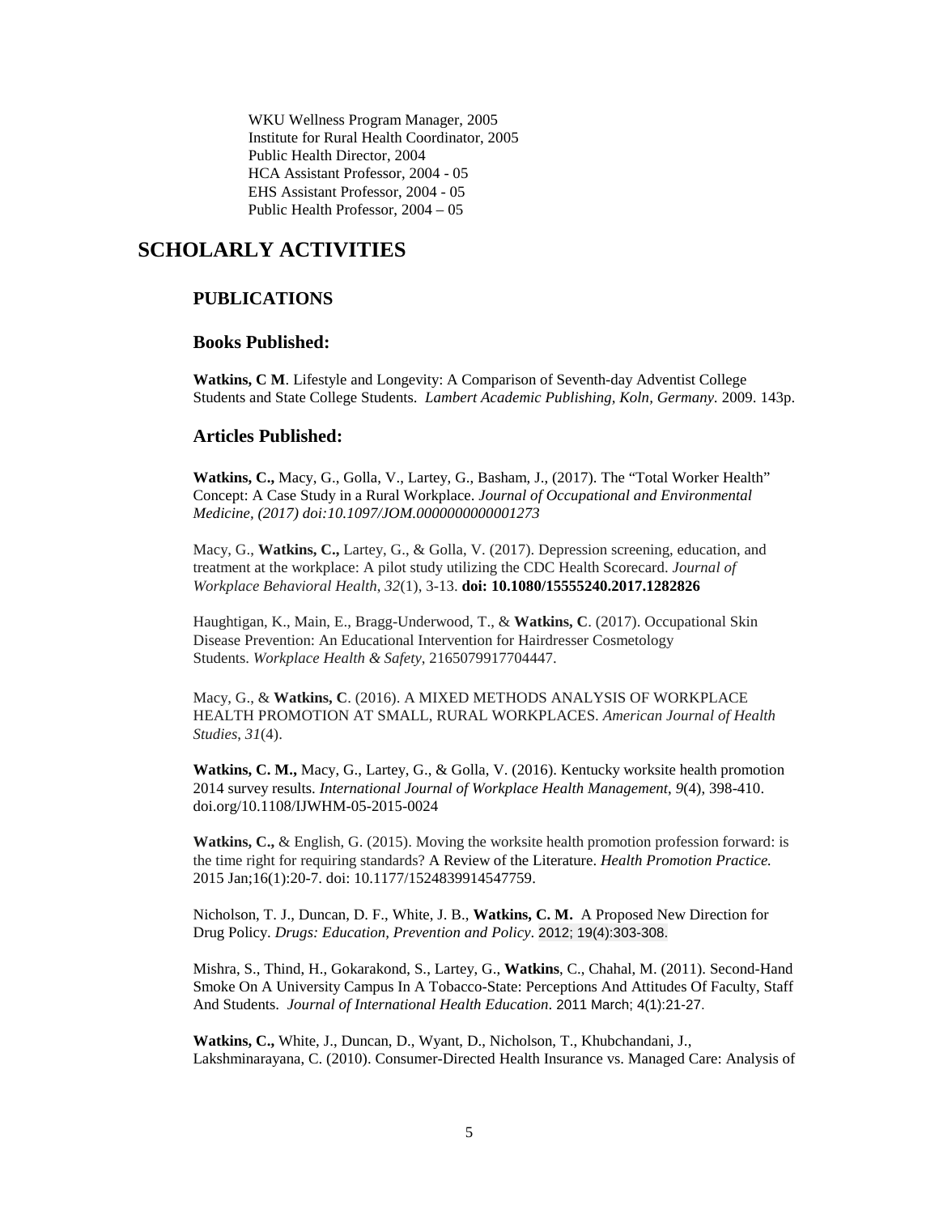WKU Wellness Program Manager, 2005
Institute for Rural Health Coordinator, 2005
Public Health Director, 2004
HCA Assistant Professor, 2004 - 05
EHS Assistant Professor, 2004 - 05
Public Health Professor, 2004 – 05

# SCHOLARLY ACTIVITIES

## PUBLICATIONS

### Books Published:

**Watkins, C M**. Lifestyle and Longevity: A Comparison of Seventh-day Adventist College Students and State College Students. *Lambert Academic Publishing, Koln, Germany.* 2009. 143p.

### Articles Published:

**Watkins, C.,** Macy, G., Golla, V., Lartey, G., Basham, J., (2017). The "Total Worker Health" Concept: A Case Study in a Rural Workplace. *Journal of Occupational and Environmental Medicine, (2017) doi:10.1097/JOM.0000000000001273*

Macy, G., **Watkins, C.,** Lartey, G., & Golla, V. (2017). Depression screening, education, and treatment at the workplace: A pilot study utilizing the CDC Health Scorecard. *Journal of Workplace Behavioral Health*, *32*(1), 3-13. **doi: 10.1080/15555240.2017.1282826**

Haughtigan, K., Main, E., Bragg-Underwood, T., & **Watkins, C**. (2017). Occupational Skin Disease Prevention: An Educational Intervention for Hairdresser Cosmetology Students. *Workplace Health & Safety*, 2165079917704447.

Macy, G., & **Watkins, C**. (2016). A MIXED METHODS ANALYSIS OF WORKPLACE HEALTH PROMOTION AT SMALL, RURAL WORKPLACES. *American Journal of Health Studies*, *31*(4).

**Watkins, C. M.,** Macy, G., Lartey, G., & Golla, V. (2016). Kentucky worksite health promotion 2014 survey results. *International Journal of Workplace Health Management*, *9*(4), 398-410. doi.org/10.1108/IJWHM-05-2015-0024

**Watkins, C.,** & English, G. (2015). Moving the worksite health promotion profession forward: is the time right for requiring standards? A Review of the Literature. *Health Promotion Practice.* 2015 Jan;16(1):20-7. doi: 10.1177/1524839914547759.

Nicholson, T. J., Duncan, D. F., White, J. B., **Watkins, C. M.** A Proposed New Direction for Drug Policy. *Drugs: Education, Prevention and Policy*. 2012; 19(4):303-308.

Mishra, S., Thind, H., Gokarakond, S., Lartey, G., **Watkins**, C., Chahal, M. (2011). Second-Hand Smoke On A University Campus In A Tobacco-State: Perceptions And Attitudes Of Faculty, Staff And Students. *Journal of International Health Education*. 2011 March; 4(1):21-27.

**Watkins, C.,** White, J., Duncan, D., Wyant, D., Nicholson, T., Khubchandani, J., Lakshminarayana, C. (2010). Consumer-Directed Health Insurance vs. Managed Care: Analysis of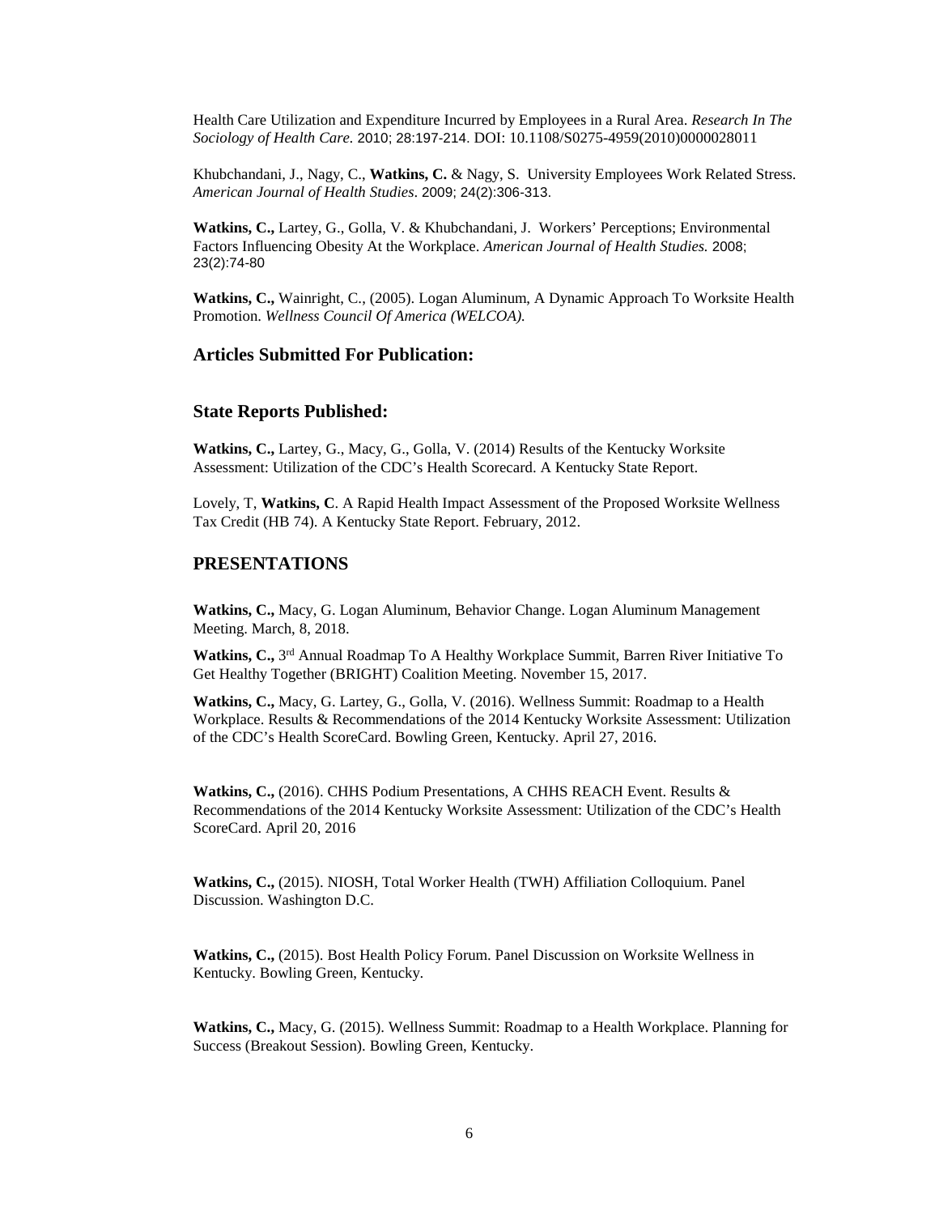Health Care Utilization and Expenditure Incurred by Employees in a Rural Area. *Research In The Sociology of Health Care.* 2010; 28:197-214. DOI: 10.1108/S0275-4959(2010)0000028011

Khubchandani, J., Nagy, C., **Watkins, C.** & Nagy, S. University Employees Work Related Stress. *American Journal of Health Studies*. 2009; 24(2):306-313.

**Watkins, C.,** Lartey, G., Golla, V. & Khubchandani, J. Workers' Perceptions; Environmental Factors Influencing Obesity At the Workplace. *American Journal of Health Studies.* 2008; 23(2):74-80

**Watkins, C.,** Wainright, C., (2005). Logan Aluminum, A Dynamic Approach To Worksite Health Promotion. *Wellness Council Of America (WELCOA).*

### Articles Submitted For Publication:

### State Reports Published:

**Watkins, C.,** Lartey, G., Macy, G., Golla, V. (2014) Results of the Kentucky Worksite Assessment: Utilization of the CDC's Health Scorecard. A Kentucky State Report.

Lovely, T, **Watkins, C**. A Rapid Health Impact Assessment of the Proposed Worksite Wellness Tax Credit (HB 74). A Kentucky State Report. February, 2012.

## PRESENTATIONS

**Watkins, C.,** Macy, G. Logan Aluminum, Behavior Change. Logan Aluminum Management Meeting. March, 8, 2018.

**Watkins, C.,** 3rd Annual Roadmap To A Healthy Workplace Summit, Barren River Initiative To Get Healthy Together (BRIGHT) Coalition Meeting. November 15, 2017.

**Watkins, C.,** Macy, G. Lartey, G., Golla, V. (2016). Wellness Summit: Roadmap to a Health Workplace. Results & Recommendations of the 2014 Kentucky Worksite Assessment: Utilization of the CDC's Health ScoreCard. Bowling Green, Kentucky. April 27, 2016.

**Watkins, C.,** (2016). CHHS Podium Presentations, A CHHS REACH Event. Results & Recommendations of the 2014 Kentucky Worksite Assessment: Utilization of the CDC's Health ScoreCard. April 20, 2016

**Watkins, C.,** (2015). NIOSH, Total Worker Health (TWH) Affiliation Colloquium. Panel Discussion. Washington D.C.

**Watkins, C.,** (2015). Bost Health Policy Forum. Panel Discussion on Worksite Wellness in Kentucky. Bowling Green, Kentucky.

**Watkins, C.,** Macy, G. (2015). Wellness Summit: Roadmap to a Health Workplace. Planning for Success (Breakout Session). Bowling Green, Kentucky.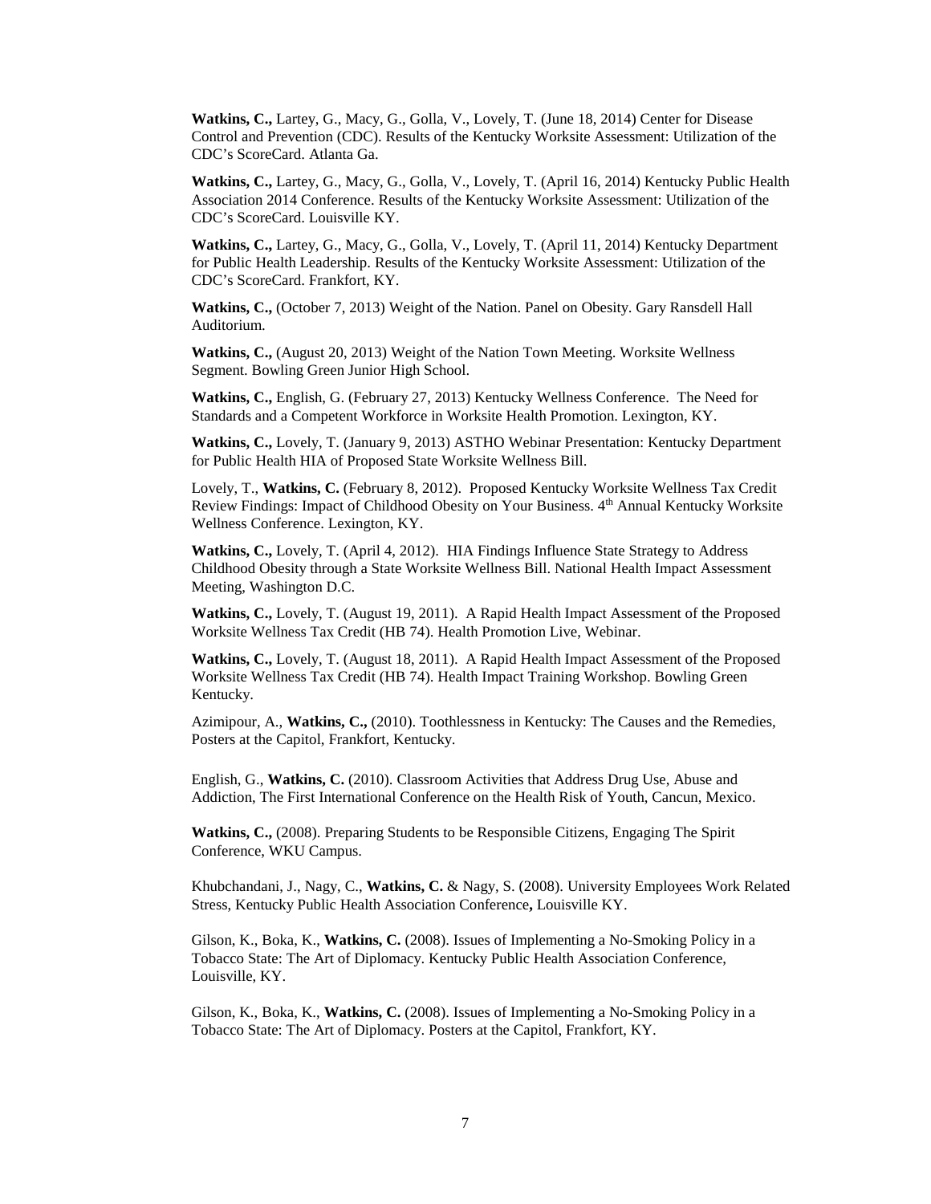**Watkins, C.,** Lartey, G., Macy, G., Golla, V., Lovely, T. (June 18, 2014) Center for Disease Control and Prevention (CDC). Results of the Kentucky Worksite Assessment: Utilization of the CDC's ScoreCard. Atlanta Ga.

**Watkins, C.,** Lartey, G., Macy, G., Golla, V., Lovely, T. (April 16, 2014) Kentucky Public Health Association 2014 Conference. Results of the Kentucky Worksite Assessment: Utilization of the CDC's ScoreCard. Louisville KY.

**Watkins, C.,** Lartey, G., Macy, G., Golla, V., Lovely, T. (April 11, 2014) Kentucky Department for Public Health Leadership. Results of the Kentucky Worksite Assessment: Utilization of the CDC's ScoreCard. Frankfort, KY.

**Watkins, C.,** (October 7, 2013) Weight of the Nation. Panel on Obesity. Gary Ransdell Hall Auditorium.

**Watkins, C.,** (August 20, 2013) Weight of the Nation Town Meeting. Worksite Wellness Segment. Bowling Green Junior High School.

**Watkins, C.,** English, G. (February 27, 2013) Kentucky Wellness Conference. The Need for Standards and a Competent Workforce in Worksite Health Promotion. Lexington, KY.

**Watkins, C.,** Lovely, T. (January 9, 2013) ASTHO Webinar Presentation: Kentucky Department for Public Health HIA of Proposed State Worksite Wellness Bill.

Lovely, T., **Watkins, C.** (February 8, 2012). Proposed Kentucky Worksite Wellness Tax Credit Review Findings: Impact of Childhood Obesity on Your Business. 4th Annual Kentucky Worksite Wellness Conference. Lexington, KY.

**Watkins, C.,** Lovely, T. (April 4, 2012). HIA Findings Influence State Strategy to Address Childhood Obesity through a State Worksite Wellness Bill. National Health Impact Assessment Meeting, Washington D.C.

**Watkins, C.,** Lovely, T. (August 19, 2011). A Rapid Health Impact Assessment of the Proposed Worksite Wellness Tax Credit (HB 74). Health Promotion Live, Webinar.

**Watkins, C.,** Lovely, T. (August 18, 2011). A Rapid Health Impact Assessment of the Proposed Worksite Wellness Tax Credit (HB 74). Health Impact Training Workshop. Bowling Green Kentucky.

Azimipour, A., **Watkins, C.,** (2010). Toothlessness in Kentucky: The Causes and the Remedies, Posters at the Capitol, Frankfort, Kentucky.

English, G., **Watkins, C.** (2010). Classroom Activities that Address Drug Use, Abuse and Addiction, The First International Conference on the Health Risk of Youth, Cancun, Mexico.

**Watkins, C.,** (2008). Preparing Students to be Responsible Citizens, Engaging The Spirit Conference, WKU Campus.

Khubchandani, J., Nagy, C., **Watkins, C.** & Nagy, S. (2008). University Employees Work Related Stress, Kentucky Public Health Association Conference**,** Louisville KY.

Gilson, K., Boka, K., **Watkins, C.** (2008). Issues of Implementing a No-Smoking Policy in a Tobacco State: The Art of Diplomacy. Kentucky Public Health Association Conference, Louisville, KY.

Gilson, K., Boka, K., **Watkins, C.** (2008). Issues of Implementing a No-Smoking Policy in a Tobacco State: The Art of Diplomacy. Posters at the Capitol, Frankfort, KY.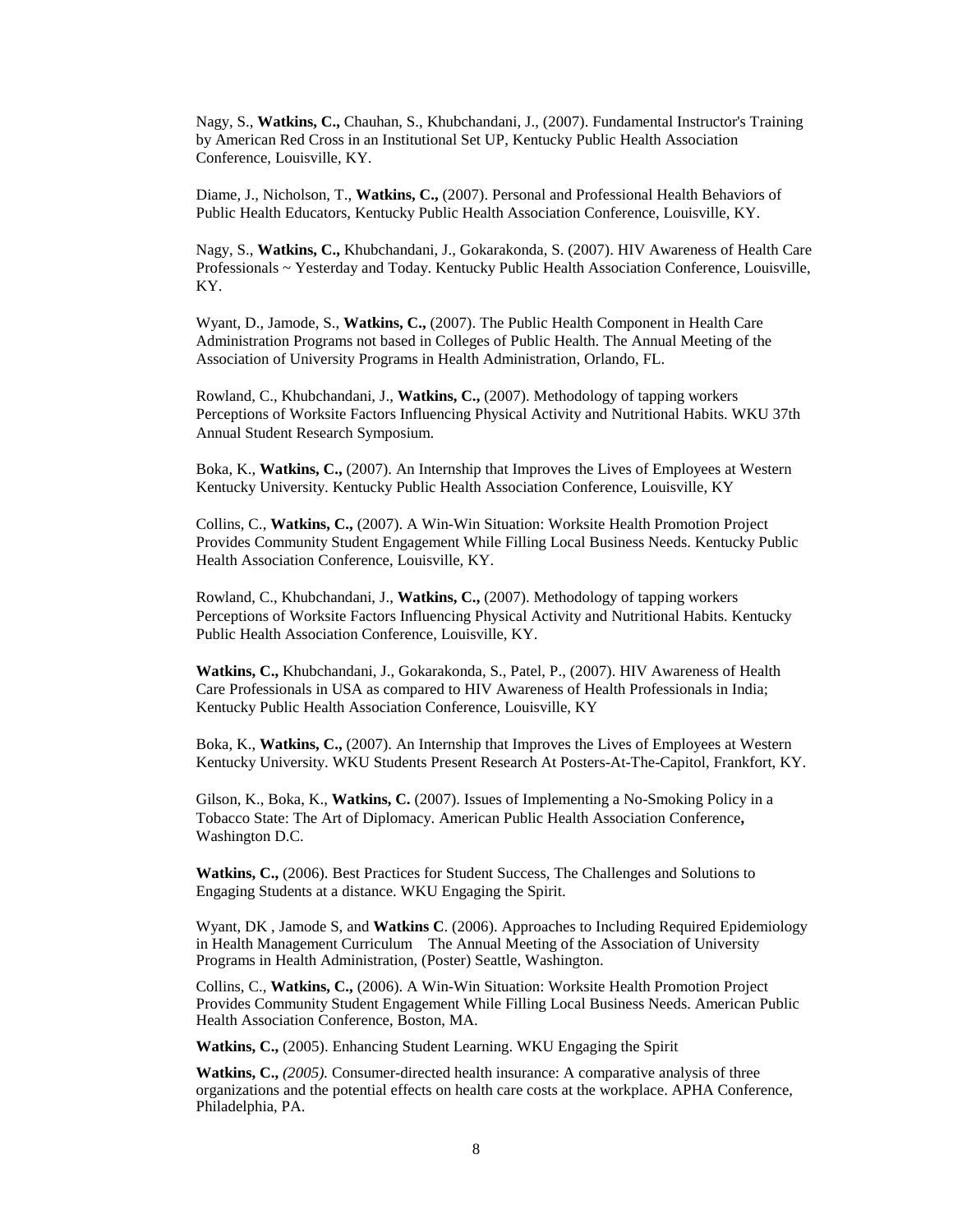Nagy, S., **Watkins, C.,** Chauhan, S., Khubchandani, J., (2007). Fundamental Instructor's Training by American Red Cross in an Institutional Set UP, Kentucky Public Health Association Conference, Louisville, KY.

Diame, J., Nicholson, T., **Watkins, C.,** (2007). Personal and Professional Health Behaviors of Public Health Educators, Kentucky Public Health Association Conference, Louisville, KY.

Nagy, S., **Watkins, C.,** Khubchandani, J., Gokarakonda, S. (2007). HIV Awareness of Health Care Professionals ~ Yesterday and Today. Kentucky Public Health Association Conference, Louisville, KY.

Wyant, D., Jamode, S., **Watkins, C.,** (2007). The Public Health Component in Health Care Administration Programs not based in Colleges of Public Health. The Annual Meeting of the Association of University Programs in Health Administration, Orlando, FL.

Rowland, C., Khubchandani, J., **Watkins, C.,** (2007). Methodology of tapping workers Perceptions of Worksite Factors Influencing Physical Activity and Nutritional Habits. WKU 37th Annual Student Research Symposium.

Boka, K., **Watkins, C.,** (2007). An Internship that Improves the Lives of Employees at Western Kentucky University. Kentucky Public Health Association Conference, Louisville, KY

Collins, C., **Watkins, C.,** (2007). A Win-Win Situation: Worksite Health Promotion Project Provides Community Student Engagement While Filling Local Business Needs. Kentucky Public Health Association Conference, Louisville, KY.

Rowland, C., Khubchandani, J., **Watkins, C.,** (2007). Methodology of tapping workers Perceptions of Worksite Factors Influencing Physical Activity and Nutritional Habits. Kentucky Public Health Association Conference, Louisville, KY.

**Watkins, C.,** Khubchandani, J., Gokarakonda, S., Patel, P., (2007). HIV Awareness of Health Care Professionals in USA as compared to HIV Awareness of Health Professionals in India; Kentucky Public Health Association Conference, Louisville, KY

Boka, K., **Watkins, C.,** (2007). An Internship that Improves the Lives of Employees at Western Kentucky University. WKU Students Present Research At Posters-At-The-Capitol, Frankfort, KY.

Gilson, K., Boka, K., **Watkins, C.** (2007). Issues of Implementing a No-Smoking Policy in a Tobacco State: The Art of Diplomacy. American Public Health Association Conference**,** Washington D.C.

**Watkins, C.,** (2006). Best Practices for Student Success, The Challenges and Solutions to Engaging Students at a distance. WKU Engaging the Spirit.

Wyant, DK , Jamode S, and **Watkins C**. (2006). Approaches to Including Required Epidemiology in Health Management Curriculum The Annual Meeting of the Association of University Programs in Health Administration, (Poster) Seattle, Washington.

Collins, C., **Watkins, C.,** (2006). A Win-Win Situation: Worksite Health Promotion Project Provides Community Student Engagement While Filling Local Business Needs. American Public Health Association Conference, Boston, MA.

**Watkins, C.,** (2005). Enhancing Student Learning. WKU Engaging the Spirit

**Watkins, C.,** *(2005).* Consumer-directed health insurance: A comparative analysis of three organizations and the potential effects on health care costs at the workplace. APHA Conference, Philadelphia, PA.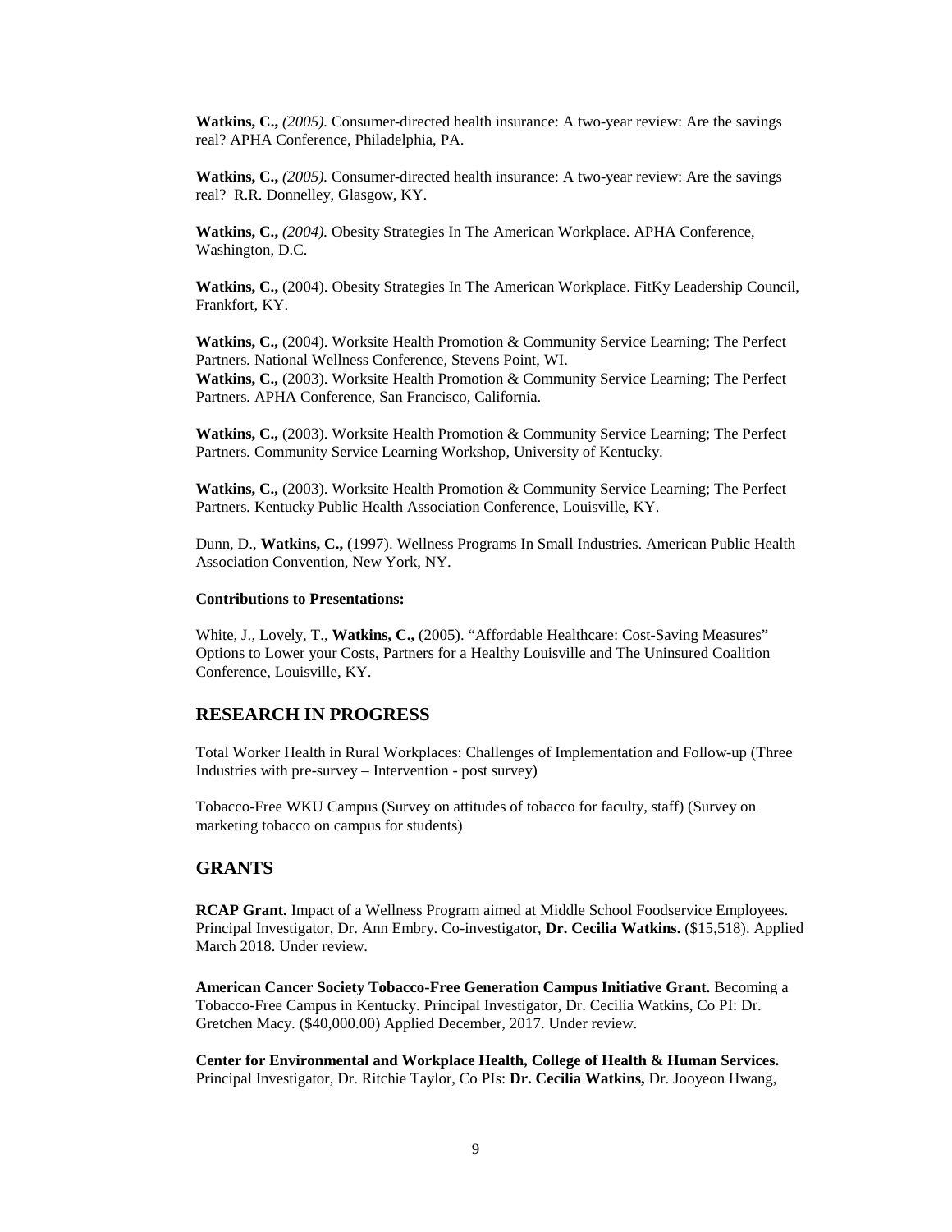**Watkins, C.,** *(2005).* Consumer-directed health insurance: A two-year review: Are the savings real? APHA Conference, Philadelphia, PA.

**Watkins, C.,** *(2005).* Consumer-directed health insurance: A two-year review: Are the savings real? R.R. Donnelley, Glasgow, KY.

**Watkins, C.,** *(2004).* Obesity Strategies In The American Workplace. APHA Conference, Washington, D.C.

**Watkins, C.,** (2004). Obesity Strategies In The American Workplace. FitKy Leadership Council, Frankfort, KY.

**Watkins, C.,** (2004). Worksite Health Promotion & Community Service Learning; The Perfect Partners*.* National Wellness Conference, Stevens Point, WI.
**Watkins, C.,** (2003). Worksite Health Promotion & Community Service Learning; The Perfect Partners*.* APHA Conference, San Francisco, California.

**Watkins, C.,** (2003). Worksite Health Promotion & Community Service Learning; The Perfect Partners*.* Community Service Learning Workshop, University of Kentucky.

**Watkins, C.,** (2003). Worksite Health Promotion & Community Service Learning; The Perfect Partners*.* Kentucky Public Health Association Conference, Louisville, KY.

Dunn, D., **Watkins, C.,** (1997). Wellness Programs In Small Industries. American Public Health Association Convention, New York, NY.

**Contributions to Presentations:**

White, J., Lovely, T., **Watkins, C.,** (2005). "Affordable Healthcare: Cost-Saving Measures" Options to Lower your Costs, Partners for a Healthy Louisville and The Uninsured Coalition Conference, Louisville, KY.

## RESEARCH IN PROGRESS

Total Worker Health in Rural Workplaces: Challenges of Implementation and Follow-up (Three Industries with pre-survey – Intervention - post survey)

Tobacco-Free WKU Campus (Survey on attitudes of tobacco for faculty, staff) (Survey on marketing tobacco on campus for students)

## GRANTS

**RCAP Grant.** Impact of a Wellness Program aimed at Middle School Foodservice Employees. Principal Investigator, Dr. Ann Embry. Co-investigator, **Dr. Cecilia Watkins.** ($15,518). Applied March 2018. Under review.

**American Cancer Society Tobacco-Free Generation Campus Initiative Grant.** Becoming a Tobacco-Free Campus in Kentucky. Principal Investigator, Dr. Cecilia Watkins, Co PI: Dr. Gretchen Macy. ($40,000.00) Applied December, 2017. Under review.

**Center for Environmental and Workplace Health, College of Health & Human Services.** Principal Investigator, Dr. Ritchie Taylor, Co PIs: **Dr. Cecilia Watkins,** Dr. Jooyeon Hwang,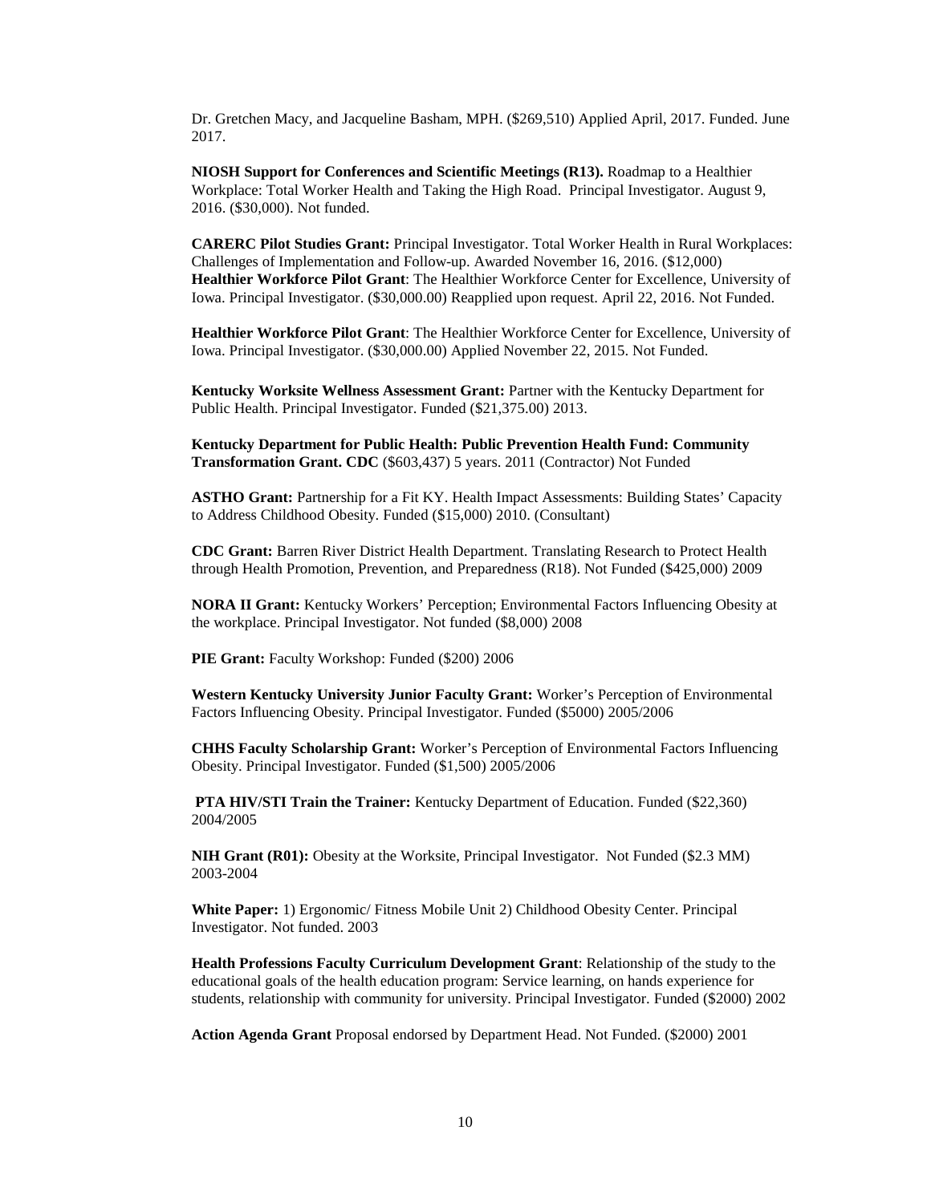Dr. Gretchen Macy, and Jacqueline Basham, MPH. ($269,510) Applied April, 2017. Funded. June 2017.

**NIOSH Support for Conferences and Scientific Meetings (R13).** Roadmap to a Healthier Workplace: Total Worker Health and Taking the High Road. Principal Investigator. August 9, 2016. ($30,000). Not funded.

**CARERC Pilot Studies Grant:** Principal Investigator. Total Worker Health in Rural Workplaces: Challenges of Implementation and Follow-up. Awarded November 16, 2016. ($12,000)
**Healthier Workforce Pilot Grant**: The Healthier Workforce Center for Excellence, University of Iowa. Principal Investigator. ($30,000.00) Reapplied upon request. April 22, 2016. Not Funded.

**Healthier Workforce Pilot Grant**: The Healthier Workforce Center for Excellence, University of Iowa. Principal Investigator. ($30,000.00) Applied November 22, 2015. Not Funded.

**Kentucky Worksite Wellness Assessment Grant:** Partner with the Kentucky Department for Public Health. Principal Investigator. Funded ($21,375.00) 2013.

**Kentucky Department for Public Health: Public Prevention Health Fund: Community Transformation Grant. CDC** ($603,437) 5 years. 2011 (Contractor) Not Funded

**ASTHO Grant:** Partnership for a Fit KY. Health Impact Assessments: Building States' Capacity to Address Childhood Obesity. Funded ($15,000) 2010. (Consultant)

**CDC Grant:** Barren River District Health Department. Translating Research to Protect Health through Health Promotion, Prevention, and Preparedness (R18). Not Funded ($425,000) 2009

**NORA II Grant:** Kentucky Workers' Perception; Environmental Factors Influencing Obesity at the workplace. Principal Investigator. Not funded ($8,000) 2008

**PIE Grant:** Faculty Workshop: Funded ($200) 2006

**Western Kentucky University Junior Faculty Grant:** Worker's Perception of Environmental Factors Influencing Obesity. Principal Investigator. Funded ($5000) 2005/2006

**CHHS Faculty Scholarship Grant:** Worker's Perception of Environmental Factors Influencing Obesity. Principal Investigator. Funded ($1,500) 2005/2006

**PTA HIV/STI Train the Trainer:** Kentucky Department of Education. Funded ($22,360) 2004/2005

**NIH Grant (R01):** Obesity at the Worksite, Principal Investigator. Not Funded ($2.3 MM) 2003-2004

**White Paper:** 1) Ergonomic/ Fitness Mobile Unit 2) Childhood Obesity Center. Principal Investigator. Not funded. 2003

**Health Professions Faculty Curriculum Development Grant**: Relationship of the study to the educational goals of the health education program: Service learning, on hands experience for students, relationship with community for university. Principal Investigator. Funded ($2000) 2002

**Action Agenda Grant** Proposal endorsed by Department Head. Not Funded. ($2000) 2001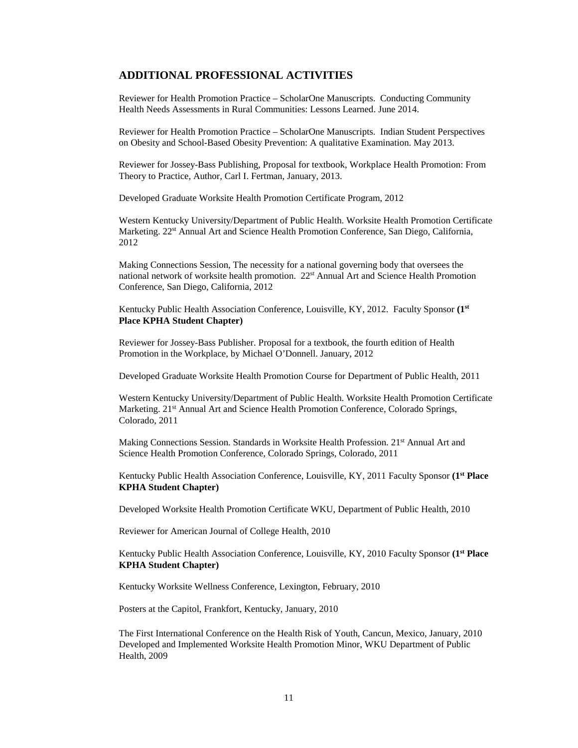## ADDITIONAL PROFESSIONAL ACTIVITIES

Reviewer for Health Promotion Practice – ScholarOne Manuscripts. Conducting Community Health Needs Assessments in Rural Communities: Lessons Learned. June 2014.

Reviewer for Health Promotion Practice – ScholarOne Manuscripts. Indian Student Perspectives on Obesity and School-Based Obesity Prevention: A qualitative Examination. May 2013.

Reviewer for Jossey-Bass Publishing, Proposal for textbook, Workplace Health Promotion: From Theory to Practice, Author, Carl I. Fertman, January, 2013.

Developed Graduate Worksite Health Promotion Certificate Program, 2012

Western Kentucky University/Department of Public Health. Worksite Health Promotion Certificate Marketing. 22st Annual Art and Science Health Promotion Conference, San Diego, California, 2012

Making Connections Session, The necessity for a national governing body that oversees the national network of worksite health promotion. 22st Annual Art and Science Health Promotion Conference, San Diego, California, 2012

Kentucky Public Health Association Conference, Louisville, KY, 2012. Faculty Sponsor **(1st Place KPHA Student Chapter)**

Reviewer for Jossey-Bass Publisher. Proposal for a textbook, the fourth edition of Health Promotion in the Workplace, by Michael O'Donnell. January, 2012

Developed Graduate Worksite Health Promotion Course for Department of Public Health, 2011

Western Kentucky University/Department of Public Health. Worksite Health Promotion Certificate Marketing. 21st Annual Art and Science Health Promotion Conference, Colorado Springs, Colorado, 2011

Making Connections Session. Standards in Worksite Health Profession. 21st Annual Art and Science Health Promotion Conference, Colorado Springs, Colorado, 2011

Kentucky Public Health Association Conference, Louisville, KY, 2011 Faculty Sponsor **(1st Place KPHA Student Chapter)**

Developed Worksite Health Promotion Certificate WKU, Department of Public Health, 2010

Reviewer for American Journal of College Health, 2010

Kentucky Public Health Association Conference, Louisville, KY, 2010 Faculty Sponsor **(1st Place KPHA Student Chapter)**

Kentucky Worksite Wellness Conference, Lexington, February, 2010

Posters at the Capitol, Frankfort, Kentucky, January, 2010

The First International Conference on the Health Risk of Youth, Cancun, Mexico, January, 2010
Developed and Implemented Worksite Health Promotion Minor, WKU Department of Public Health, 2009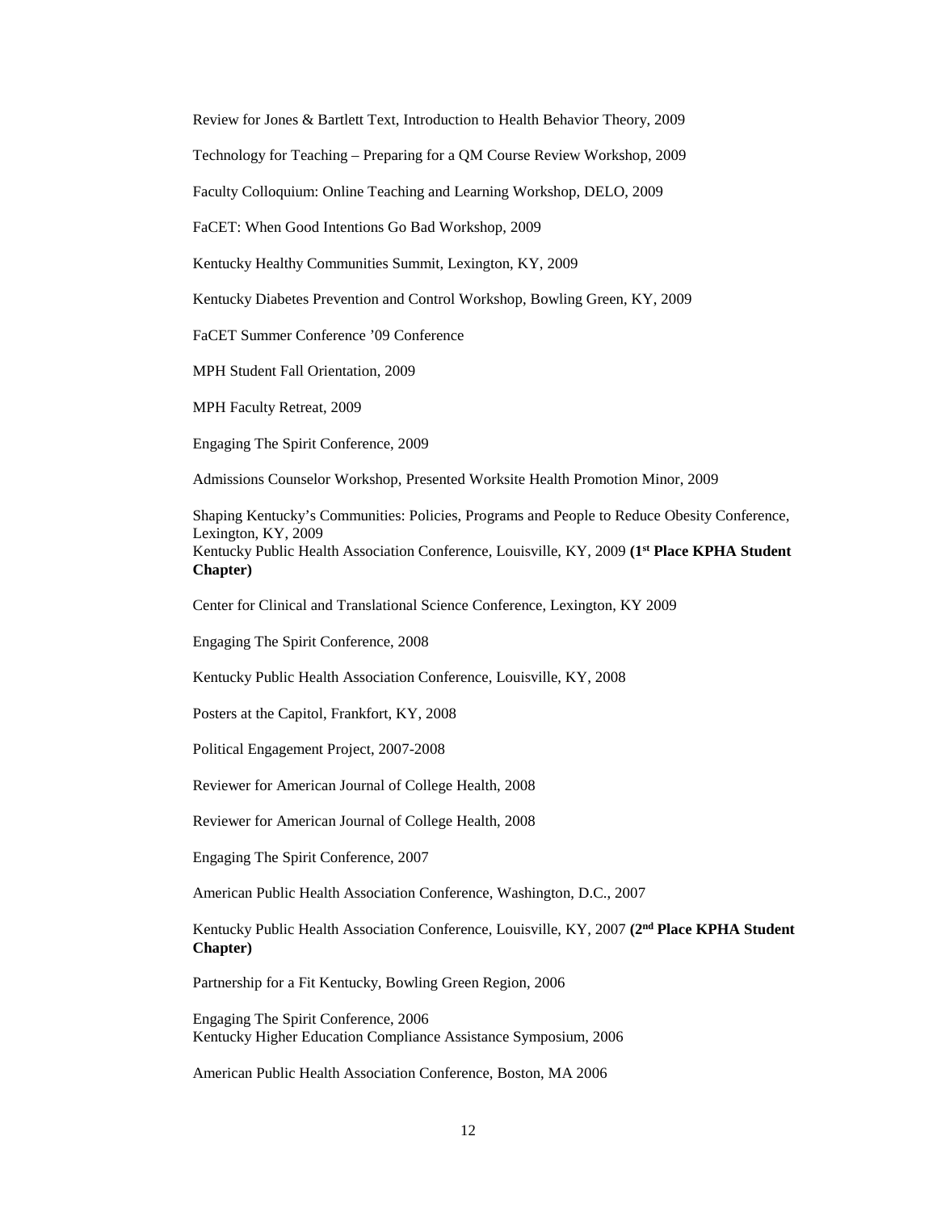Review for Jones & Bartlett Text, Introduction to Health Behavior Theory, 2009

Technology for Teaching – Preparing for a QM Course Review Workshop, 2009

Faculty Colloquium: Online Teaching and Learning Workshop, DELO, 2009

FaCET: When Good Intentions Go Bad Workshop, 2009

Kentucky Healthy Communities Summit, Lexington, KY, 2009

Kentucky Diabetes Prevention and Control Workshop, Bowling Green, KY, 2009

FaCET Summer Conference '09 Conference

MPH Student Fall Orientation, 2009

MPH Faculty Retreat, 2009

Engaging The Spirit Conference, 2009

Admissions Counselor Workshop, Presented Worksite Health Promotion Minor, 2009

Shaping Kentucky's Communities: Policies, Programs and People to Reduce Obesity Conference, Lexington, KY, 2009
Kentucky Public Health Association Conference, Louisville, KY, 2009 **(1st Place KPHA Student Chapter)**

Center for Clinical and Translational Science Conference, Lexington, KY 2009

Engaging The Spirit Conference, 2008

Kentucky Public Health Association Conference, Louisville, KY, 2008

Posters at the Capitol, Frankfort, KY, 2008

Political Engagement Project, 2007-2008

Reviewer for American Journal of College Health, 2008

Reviewer for American Journal of College Health, 2008

Engaging The Spirit Conference, 2007

American Public Health Association Conference, Washington, D.C., 2007

Kentucky Public Health Association Conference, Louisville, KY, 2007 **(2nd Place KPHA Student Chapter)**

Partnership for a Fit Kentucky, Bowling Green Region, 2006

Engaging The Spirit Conference, 2006
Kentucky Higher Education Compliance Assistance Symposium, 2006

American Public Health Association Conference, Boston, MA 2006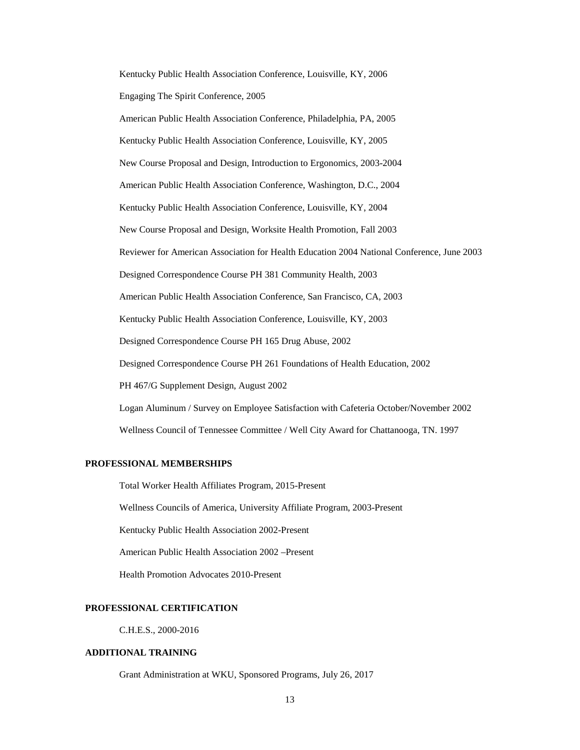Kentucky Public Health Association Conference, Louisville, KY, 2006

Engaging The Spirit Conference, 2005

American Public Health Association Conference, Philadelphia, PA, 2005

Kentucky Public Health Association Conference, Louisville, KY, 2005

New Course Proposal and Design, Introduction to Ergonomics, 2003-2004

American Public Health Association Conference, Washington, D.C., 2004

Kentucky Public Health Association Conference, Louisville, KY, 2004

New Course Proposal and Design, Worksite Health Promotion, Fall 2003

Reviewer for American Association for Health Education 2004 National Conference, June 2003

Designed Correspondence Course PH 381 Community Health, 2003

American Public Health Association Conference, San Francisco, CA, 2003

Kentucky Public Health Association Conference, Louisville, KY, 2003

Designed Correspondence Course PH 165 Drug Abuse, 2002

Designed Correspondence Course PH 261 Foundations of Health Education, 2002

PH 467/G Supplement Design, August 2002

Logan Aluminum / Survey on Employee Satisfaction with Cafeteria October/November 2002

Wellness Council of Tennessee Committee / Well City Award for Chattanooga, TN. 1997

## PROFESSIONAL MEMBERSHIPS

Total Worker Health Affiliates Program, 2015-Present

Wellness Councils of America, University Affiliate Program, 2003-Present

Kentucky Public Health Association 2002-Present

American Public Health Association 2002 –Present

Health Promotion Advocates 2010-Present

## PROFESSIONAL CERTIFICATION

C.H.E.S., 2000-2016

## ADDITIONAL TRAINING

Grant Administration at WKU, Sponsored Programs, July 26, 2017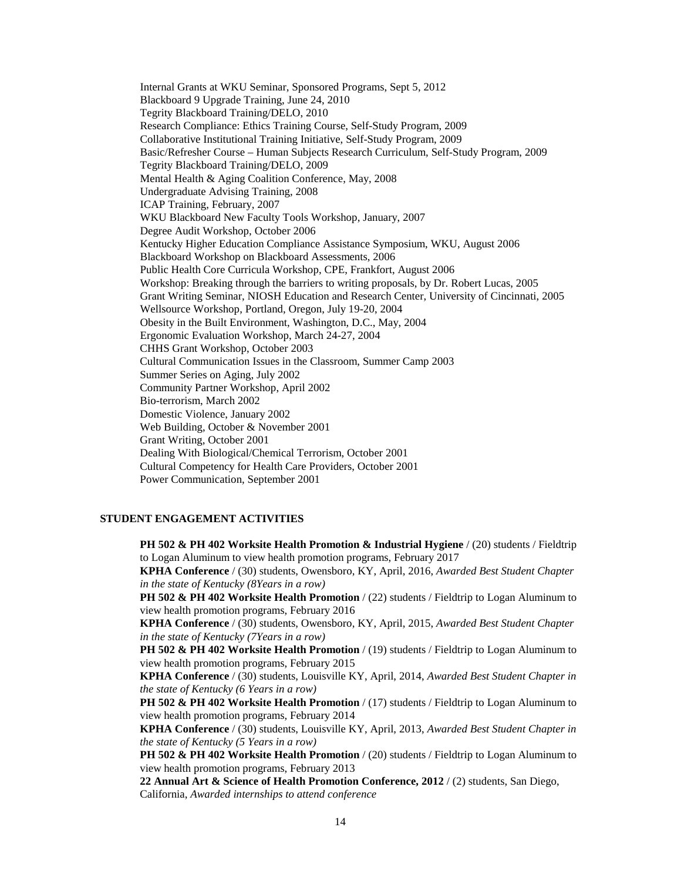Internal Grants at WKU Seminar, Sponsored Programs, Sept 5, 2012
Blackboard 9 Upgrade Training, June 24, 2010
Tegrity Blackboard Training/DELO, 2010
Research Compliance: Ethics Training Course, Self-Study Program, 2009
Collaborative Institutional Training Initiative, Self-Study Program, 2009
Basic/Refresher Course – Human Subjects Research Curriculum, Self-Study Program, 2009
Tegrity Blackboard Training/DELO, 2009
Mental Health & Aging Coalition Conference, May, 2008
Undergraduate Advising Training, 2008
ICAP Training, February, 2007
WKU Blackboard New Faculty Tools Workshop, January, 2007
Degree Audit Workshop, October 2006
Kentucky Higher Education Compliance Assistance Symposium, WKU, August 2006
Blackboard Workshop on Blackboard Assessments, 2006
Public Health Core Curricula Workshop, CPE, Frankfort, August 2006
Workshop: Breaking through the barriers to writing proposals, by Dr. Robert Lucas, 2005
Grant Writing Seminar, NIOSH Education and Research Center, University of Cincinnati, 2005
Wellsource Workshop, Portland, Oregon, July 19-20, 2004
Obesity in the Built Environment, Washington, D.C., May, 2004
Ergonomic Evaluation Workshop, March 24-27, 2004
CHHS Grant Workshop, October 2003
Cultural Communication Issues in the Classroom, Summer Camp 2003
Summer Series on Aging, July 2002
Community Partner Workshop, April 2002
Bio-terrorism, March 2002
Domestic Violence, January 2002
Web Building, October & November 2001
Grant Writing, October 2001
Dealing With Biological/Chemical Terrorism, October 2001
Cultural Competency for Health Care Providers, October 2001
Power Communication, September 2001

## STUDENT ENGAGEMENT ACTIVITIES

**PH 502 & PH 402 Worksite Health Promotion & Industrial Hygiene** / (20) students / Fieldtrip to Logan Aluminum to view health promotion programs, February 2017

**KPHA Conference** / (30) students, Owensboro, KY, April, 2016, *Awarded Best Student Chapter in the state of Kentucky (8Years in a row)*

**PH 502 & PH 402 Worksite Health Promotion** / (22) students / Fieldtrip to Logan Aluminum to view health promotion programs, February 2016

**KPHA Conference** / (30) students, Owensboro, KY, April, 2015, *Awarded Best Student Chapter in the state of Kentucky (7Years in a row)*

**PH 502 & PH 402 Worksite Health Promotion** / (19) students / Fieldtrip to Logan Aluminum to view health promotion programs, February 2015

**KPHA Conference** / (30) students, Louisville KY, April, 2014, *Awarded Best Student Chapter in the state of Kentucky (6 Years in a row)*

**PH 502 & PH 402 Worksite Health Promotion** / (17) students / Fieldtrip to Logan Aluminum to view health promotion programs, February 2014

**KPHA Conference** / (30) students, Louisville KY, April, 2013, *Awarded Best Student Chapter in the state of Kentucky (5 Years in a row)*

**PH 502 & PH 402 Worksite Health Promotion** / (20) students / Fieldtrip to Logan Aluminum to view health promotion programs, February 2013

**22 Annual Art & Science of Health Promotion Conference, 2012** / (2) students, San Diego, California, *Awarded internships to attend conference*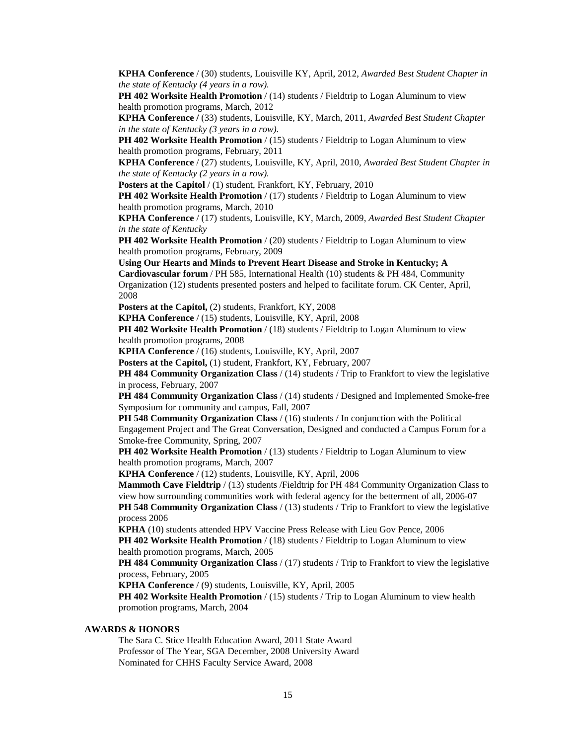**KPHA Conference** / (30) students, Louisville KY, April, 2012, *Awarded Best Student Chapter in the state of Kentucky (4 years in a row).*

**PH 402 Worksite Health Promotion** / (14) students / Fieldtrip to Logan Aluminum to view health promotion programs, March, 2012

**KPHA Conference /** (33) students, Louisville, KY, March, 2011, *Awarded Best Student Chapter in the state of Kentucky (3 years in a row).*

**PH 402 Worksite Health Promotion** / (15) students / Fieldtrip to Logan Aluminum to view health promotion programs, February, 2011

**KPHA Conference** / (27) students, Louisville, KY, April, 2010, *Awarded Best Student Chapter in the state of Kentucky (2 years in a row).*

**Posters at the Capitol** / (1) student, Frankfort, KY, February, 2010

**PH 402 Worksite Health Promotion** / (17) students / Fieldtrip to Logan Aluminum to view health promotion programs, March, 2010

**KPHA Conference** / (17) students, Louisville, KY, March, 2009, *Awarded Best Student Chapter in the state of Kentucky*

**PH 402 Worksite Health Promotion** / (20) students / Fieldtrip to Logan Aluminum to view health promotion programs, February, 2009

**Using Our Hearts and Minds to Prevent Heart Disease and Stroke in Kentucky; A Cardiovascular forum** / PH 585, International Health (10) students & PH 484, Community Organization (12) students presented posters and helped to facilitate forum. CK Center, April, 2008

**Posters at the Capitol,** (2) students, Frankfort, KY, 2008

**KPHA Conference** / (15) students, Louisville, KY, April, 2008

**PH 402 Worksite Health Promotion** / (18) students / Fieldtrip to Logan Aluminum to view health promotion programs, 2008

**KPHA Conference** / (16) students, Louisville, KY, April, 2007

**Posters at the Capitol,** (1) student, Frankfort, KY, February, 2007

**PH 484 Community Organization Class** / (14) students / Trip to Frankfort to view the legislative in process, February, 2007

**PH 484 Community Organization Class** / (14) students / Designed and Implemented Smoke-free Symposium for community and campus, Fall, 2007

**PH 548 Community Organization Class** / (16) students / In conjunction with the Political Engagement Project and The Great Conversation, Designed and conducted a Campus Forum for a Smoke-free Community, Spring, 2007

**PH 402 Worksite Health Promotion** / (13) students / Fieldtrip to Logan Aluminum to view health promotion programs, March, 2007

**KPHA Conference** / (12) students, Louisville, KY, April, 2006

**Mammoth Cave Fieldtrip** / (13) students /Fieldtrip for PH 484 Community Organization Class to view how surrounding communities work with federal agency for the betterment of all, 2006-07

**PH 548 Community Organization Class** / (13) students / Trip to Frankfort to view the legislative process 2006

**KPHA** (10) students attended HPV Vaccine Press Release with Lieu Gov Pence, 2006

**PH 402 Worksite Health Promotion** / (18) students / Fieldtrip to Logan Aluminum to view health promotion programs, March, 2005

**PH 484 Community Organization Class** / (17) students / Trip to Frankfort to view the legislative process, February, 2005

**KPHA Conference** / (9) students, Louisville, KY, April, 2005

**PH 402 Worksite Health Promotion** / (15) students / Trip to Logan Aluminum to view health promotion programs, March, 2004

**AWARDS & HONORS**

The Sara C. Stice Health Education Award, 2011 State Award
Professor of The Year, SGA December, 2008 University Award
Nominated for CHHS Faculty Service Award, 2008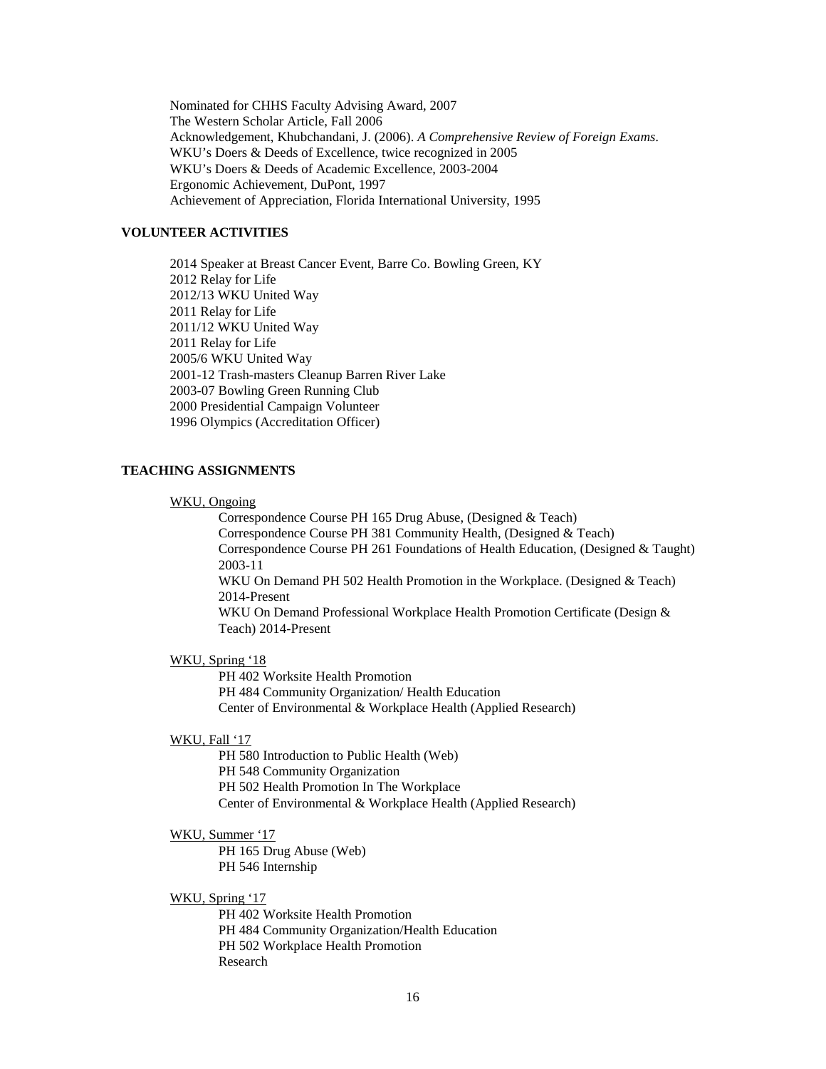Nominated for CHHS Faculty Advising Award, 2007
The Western Scholar Article, Fall 2006
Acknowledgement, Khubchandani, J. (2006). *A Comprehensive Review of Foreign Exams.*
WKU's Doers & Deeds of Excellence, twice recognized in 2005
WKU's Doers & Deeds of Academic Excellence, 2003-2004
Ergonomic Achievement, DuPont, 1997
Achievement of Appreciation, Florida International University, 1995

## VOLUNTEER ACTIVITIES

2014 Speaker at Breast Cancer Event, Barre Co. Bowling Green, KY
2012 Relay for Life
2012/13 WKU United Way
2011 Relay for Life
2011/12 WKU United Way
2011 Relay for Life
2005/6 WKU United Way
2001-12 Trash-masters Cleanup Barren River Lake
2003-07 Bowling Green Running Club
2000 Presidential Campaign Volunteer
1996 Olympics (Accreditation Officer)

## TEACHING ASSIGNMENTS

<u>WKU, Ongoing</u>

Correspondence Course PH 165 Drug Abuse, (Designed & Teach)
Correspondence Course PH 381 Community Health, (Designed & Teach)
Correspondence Course PH 261 Foundations of Health Education, (Designed & Taught) 2003-11
WKU On Demand PH 502 Health Promotion in the Workplace. (Designed & Teach) 2014-Present
WKU On Demand Professional Workplace Health Promotion Certificate (Design & Teach) 2014-Present

<u>WKU, Spring '18</u>

PH 402 Worksite Health Promotion
PH 484 Community Organization/ Health Education
Center of Environmental & Workplace Health (Applied Research)

<u>WKU, Fall '17</u>

PH 580 Introduction to Public Health (Web)
PH 548 Community Organization
PH 502 Health Promotion In The Workplace
Center of Environmental & Workplace Health (Applied Research)

<u>WKU, Summer '17</u>

PH 165 Drug Abuse (Web)
PH 546 Internship

<u>WKU, Spring '17</u>

PH 402 Worksite Health Promotion
PH 484 Community Organization/Health Education
PH 502 Workplace Health Promotion
Research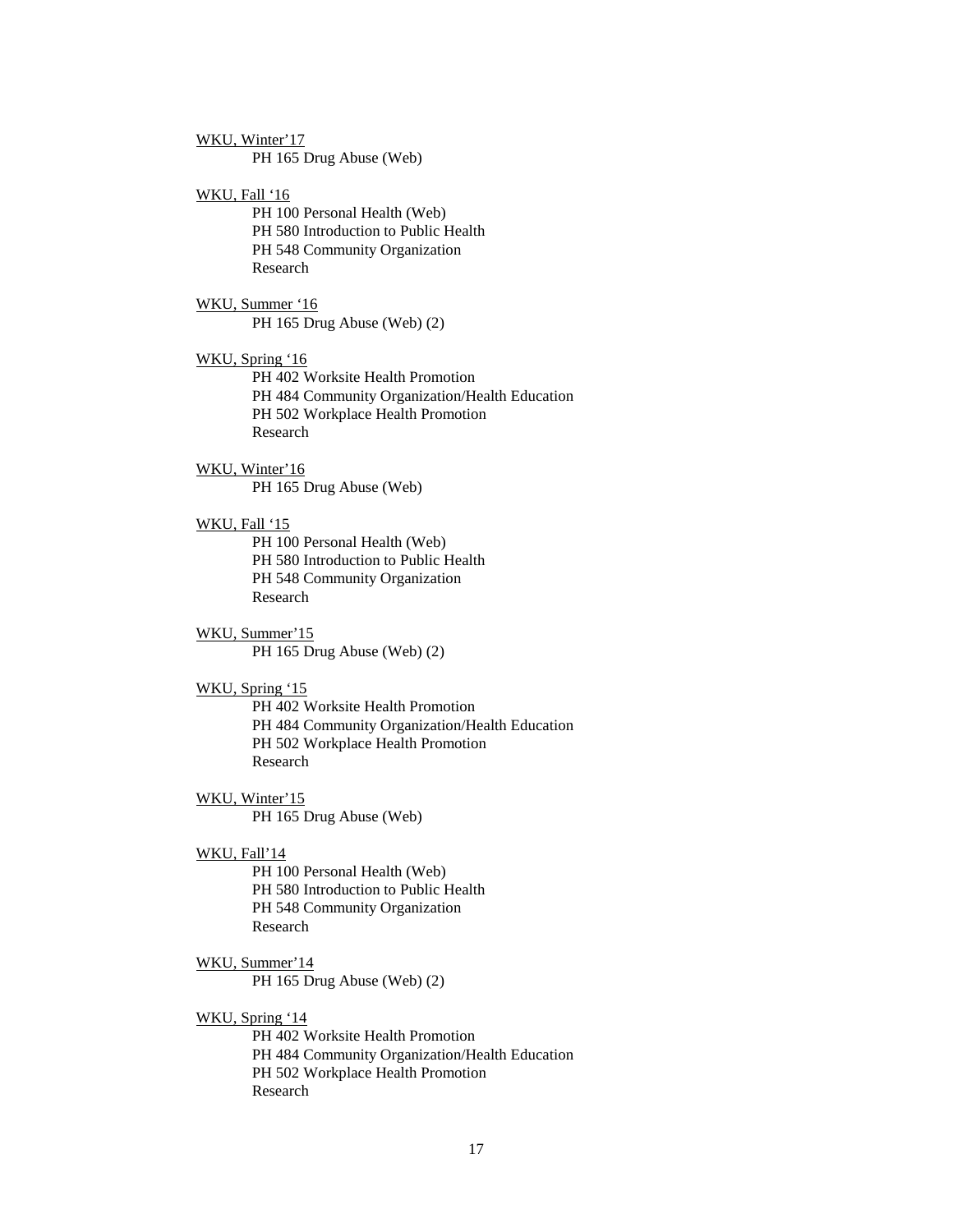<u>WKU, Winter'17</u>

PH 165 Drug Abuse (Web)

<u>WKU, Fall '16</u>

PH 100 Personal Health (Web)
PH 580 Introduction to Public Health
PH 548 Community Organization
Research

<u>WKU, Summer '16</u>

PH 165 Drug Abuse (Web) (2)

<u>WKU, Spring '16</u>

PH 402 Worksite Health Promotion
PH 484 Community Organization/Health Education
PH 502 Workplace Health Promotion
Research

<u>WKU, Winter'16</u>

PH 165 Drug Abuse (Web)

<u>WKU, Fall '15</u>

PH 100 Personal Health (Web)
PH 580 Introduction to Public Health
PH 548 Community Organization
Research

<u>WKU, Summer'15</u>

PH 165 Drug Abuse (Web) (2)

<u>WKU, Spring '15</u>

PH 402 Worksite Health Promotion
PH 484 Community Organization/Health Education
PH 502 Workplace Health Promotion
Research

<u>WKU, Winter'15</u>

PH 165 Drug Abuse (Web)

<u>WKU, Fall'14</u>

PH 100 Personal Health (Web)
PH 580 Introduction to Public Health
PH 548 Community Organization
Research

<u>WKU, Summer'14</u>

PH 165 Drug Abuse (Web) (2)

<u>WKU, Spring '14</u>

PH 402 Worksite Health Promotion
PH 484 Community Organization/Health Education
PH 502 Workplace Health Promotion
Research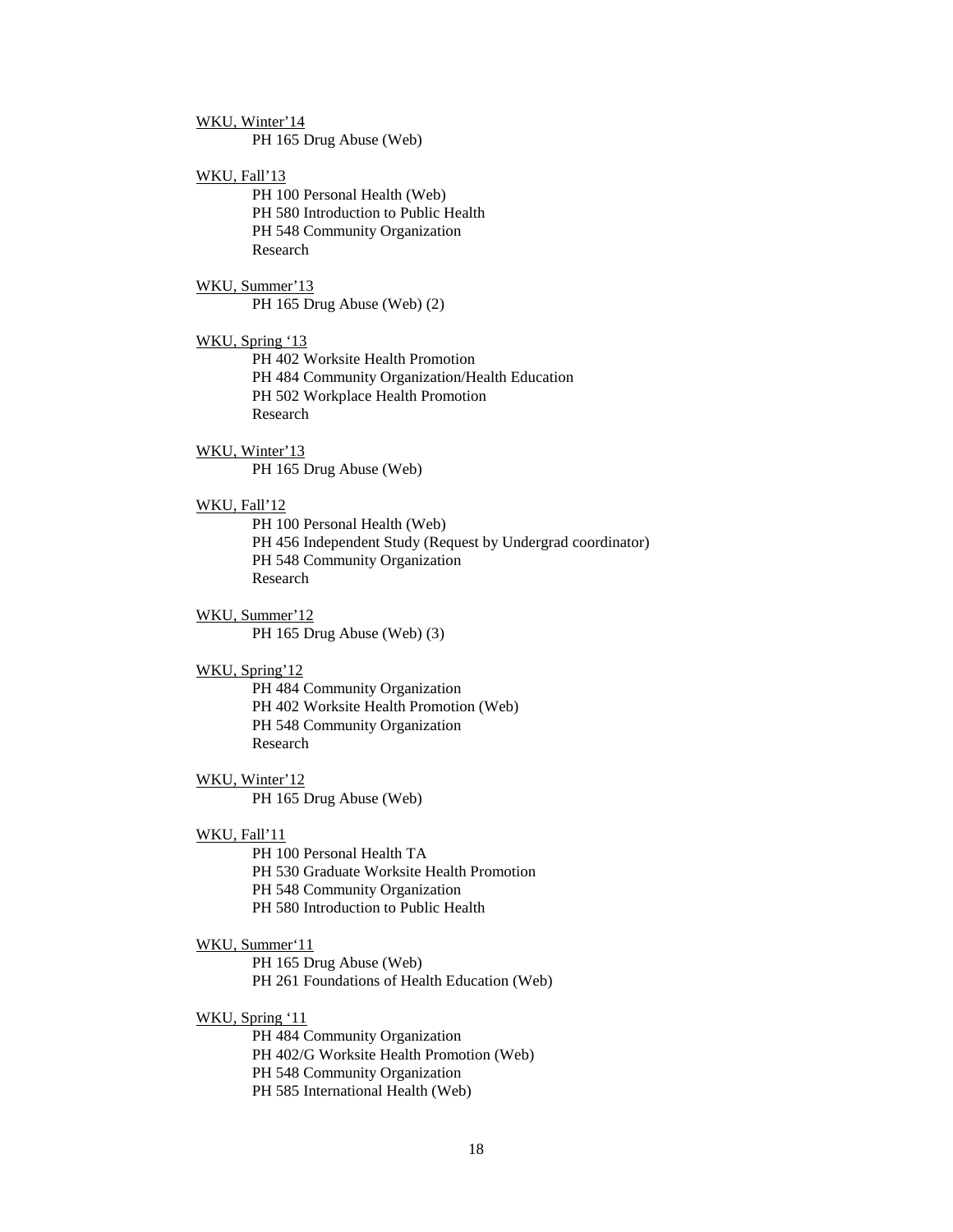WKU, Winter'14

PH 165 Drug Abuse (Web)

WKU, Fall'13

PH 100 Personal Health (Web)
PH 580 Introduction to Public Health
PH 548 Community Organization
Research

WKU, Summer'13

PH 165 Drug Abuse (Web) (2)

WKU, Spring '13

PH 402 Worksite Health Promotion
PH 484 Community Organization/Health Education
PH 502 Workplace Health Promotion
Research

WKU, Winter'13

PH 165 Drug Abuse (Web)

WKU, Fall'12

PH 100 Personal Health (Web)
PH 456 Independent Study (Request by Undergrad coordinator)
PH 548 Community Organization
Research

WKU, Summer'12

PH 165 Drug Abuse (Web) (3)

WKU, Spring'12

PH 484 Community Organization
PH 402 Worksite Health Promotion (Web)
PH 548 Community Organization
Research

WKU, Winter'12

PH 165 Drug Abuse (Web)

WKU, Fall'11

PH 100 Personal Health TA
PH 530 Graduate Worksite Health Promotion
PH 548 Community Organization
PH 580 Introduction to Public Health

WKU, Summer'11

PH 165 Drug Abuse (Web)
PH 261 Foundations of Health Education (Web)

WKU, Spring '11

PH 484 Community Organization
PH 402/G Worksite Health Promotion (Web)
PH 548 Community Organization
PH 585 International Health (Web)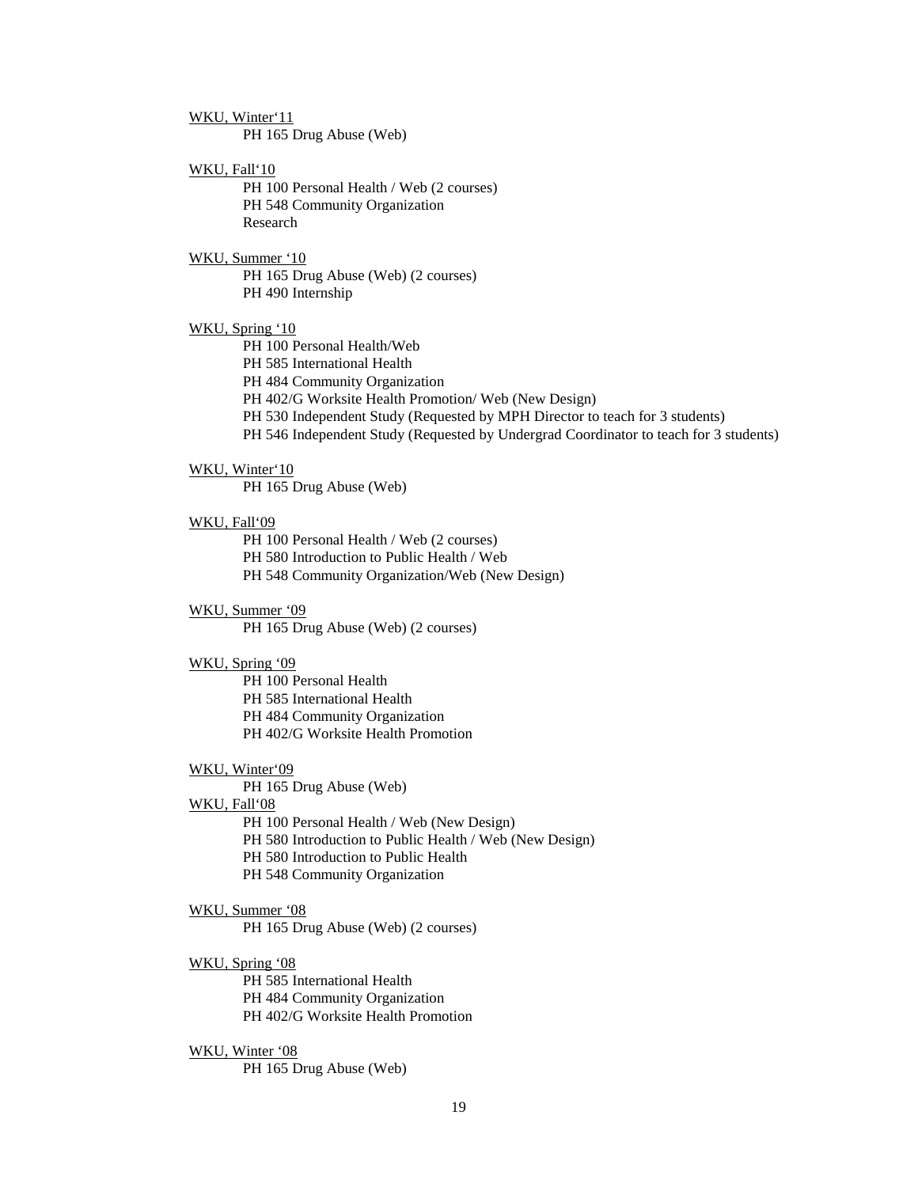<u>WKU, Winter'11</u>

PH 165 Drug Abuse (Web)

<u>WKU, Fall'10</u>

PH 100 Personal Health / Web (2 courses)
PH 548 Community Organization
Research

<u>WKU, Summer '10</u>

PH 165 Drug Abuse (Web) (2 courses)
PH 490 Internship

<u>WKU, Spring '10</u>

PH 100 Personal Health/Web
PH 585 International Health
PH 484 Community Organization
PH 402/G Worksite Health Promotion/ Web (New Design)
PH 530 Independent Study (Requested by MPH Director to teach for 3 students)
PH 546 Independent Study (Requested by Undergrad Coordinator to teach for 3 students)

<u>WKU, Winter'10</u>

PH 165 Drug Abuse (Web)

<u>WKU, Fall'09</u>

PH 100 Personal Health / Web (2 courses)
PH 580 Introduction to Public Health / Web
PH 548 Community Organization/Web (New Design)

<u>WKU, Summer '09</u>

PH 165 Drug Abuse (Web) (2 courses)

<u>WKU, Spring '09</u>

PH 100 Personal Health
PH 585 International Health
PH 484 Community Organization
PH 402/G Worksite Health Promotion

<u>WKU, Winter'09</u>

PH 165 Drug Abuse (Web)

<u>WKU, Fall'08</u>

PH 100 Personal Health / Web (New Design)
PH 580 Introduction to Public Health / Web (New Design)
PH 580 Introduction to Public Health
PH 548 Community Organization

<u>WKU, Summer '08</u>

PH 165 Drug Abuse (Web) (2 courses)

<u>WKU, Spring '08</u>

PH 585 International Health
PH 484 Community Organization
PH 402/G Worksite Health Promotion

<u>WKU, Winter '08</u>

PH 165 Drug Abuse (Web)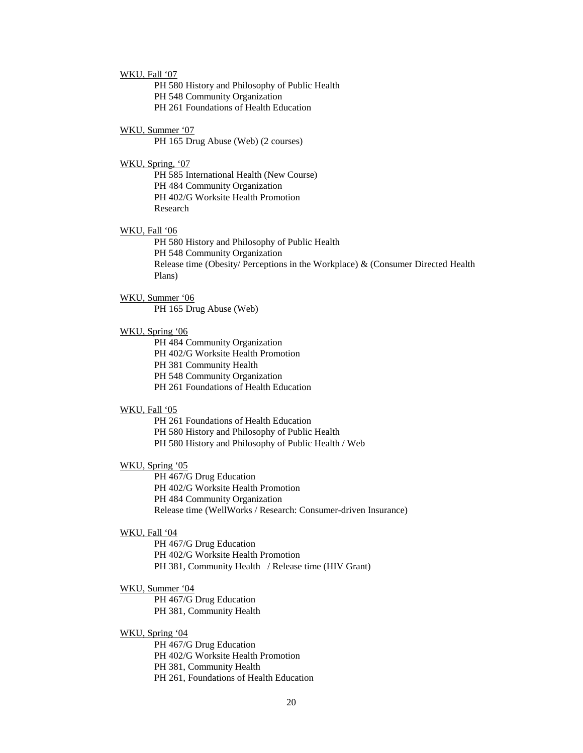<u>WKU, Fall '07</u>

PH 580 History and Philosophy of Public Health
PH 548 Community Organization
PH 261 Foundations of Health Education

<u>WKU, Summer '07</u>

PH 165 Drug Abuse (Web) (2 courses)

<u>WKU, Spring, '07</u>

PH 585 International Health (New Course)
PH 484 Community Organization
PH 402/G Worksite Health Promotion
Research

<u>WKU, Fall '06</u>

PH 580 History and Philosophy of Public Health
PH 548 Community Organization
Release time (Obesity/ Perceptions in the Workplace) & (Consumer Directed Health Plans)

<u>WKU, Summer '06</u>

PH 165 Drug Abuse (Web)

<u>WKU, Spring '06</u>

PH 484 Community Organization
PH 402/G Worksite Health Promotion
PH 381 Community Health
PH 548 Community Organization
PH 261 Foundations of Health Education

<u>WKU, Fall '05</u>

PH 261 Foundations of Health Education
PH 580 History and Philosophy of Public Health
PH 580 History and Philosophy of Public Health / Web

<u>WKU, Spring '05</u>

PH 467/G Drug Education
PH 402/G Worksite Health Promotion
PH 484 Community Organization
Release time (WellWorks / Research: Consumer-driven Insurance)

<u>WKU, Fall '04</u>

PH 467/G Drug Education
PH 402/G Worksite Health Promotion
PH 381, Community Health / Release time (HIV Grant)

<u>WKU, Summer '04</u>

PH 467/G Drug Education
PH 381, Community Health

<u>WKU, Spring '04</u>

PH 467/G Drug Education
PH 402/G Worksite Health Promotion
PH 381, Community Health
PH 261, Foundations of Health Education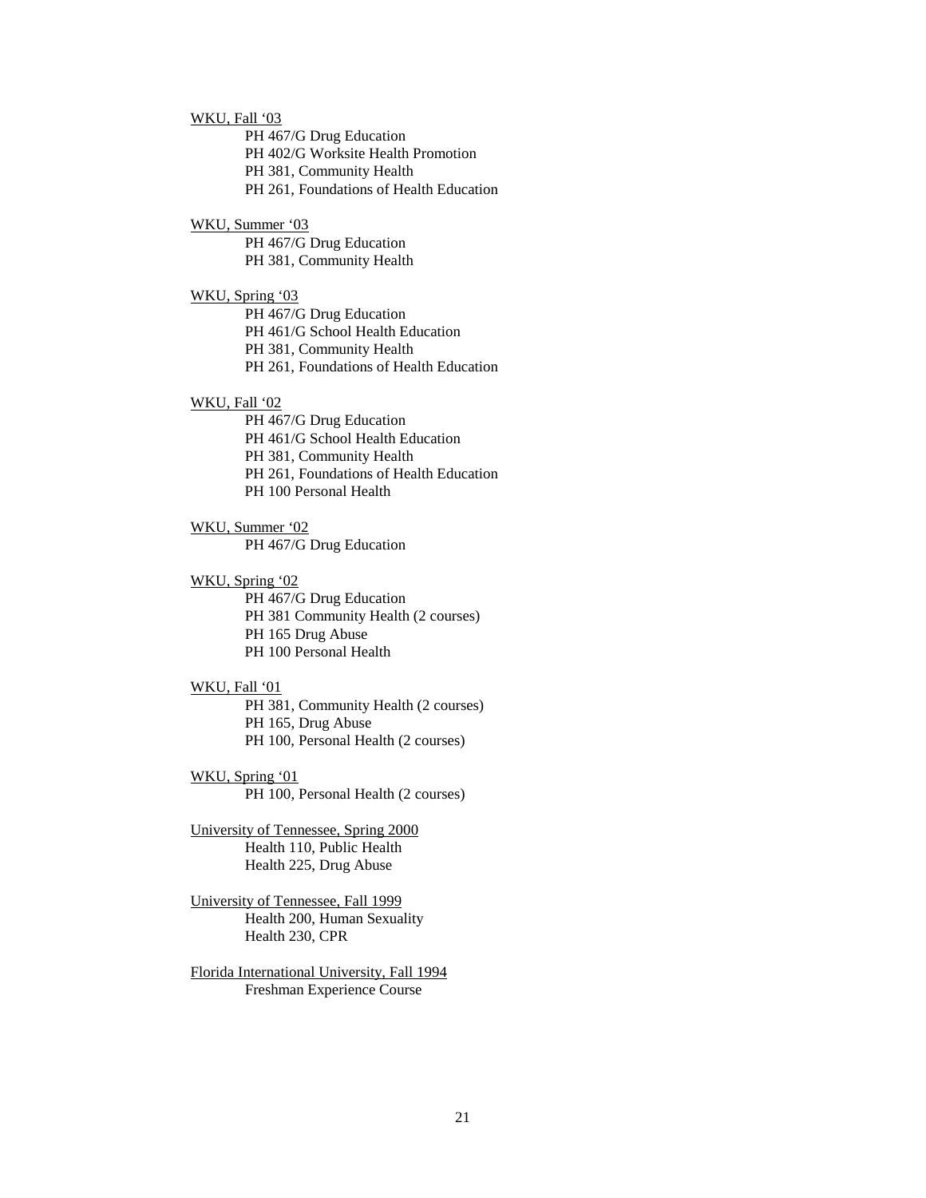<u>WKU, Fall '03</u>

PH 467/G Drug Education
PH 402/G Worksite Health Promotion
PH 381, Community Health
PH 261, Foundations of Health Education

<u>WKU, Summer '03</u>

PH 467/G Drug Education
PH 381, Community Health

<u>WKU, Spring '03</u>

PH 467/G Drug Education
PH 461/G School Health Education
PH 381, Community Health
PH 261, Foundations of Health Education

<u>WKU, Fall '02</u>

PH 467/G Drug Education
PH 461/G School Health Education
PH 381, Community Health
PH 261, Foundations of Health Education
PH 100 Personal Health

<u>WKU, Summer '02</u>

PH 467/G Drug Education

<u>WKU, Spring '02</u>

PH 467/G Drug Education
PH 381 Community Health (2 courses)
PH 165 Drug Abuse
PH 100 Personal Health

<u>WKU, Fall '01</u>

PH 381, Community Health (2 courses)
PH 165, Drug Abuse
PH 100, Personal Health (2 courses)

<u>WKU, Spring '01</u>

PH 100, Personal Health (2 courses)

<u>University of Tennessee, Spring 2000</u>

Health 110, Public Health
Health 225, Drug Abuse

<u>University of Tennessee, Fall 1999</u>

Health 200, Human Sexuality
Health 230, CPR

<u>Florida International University, Fall 1994</u>

Freshman Experience Course